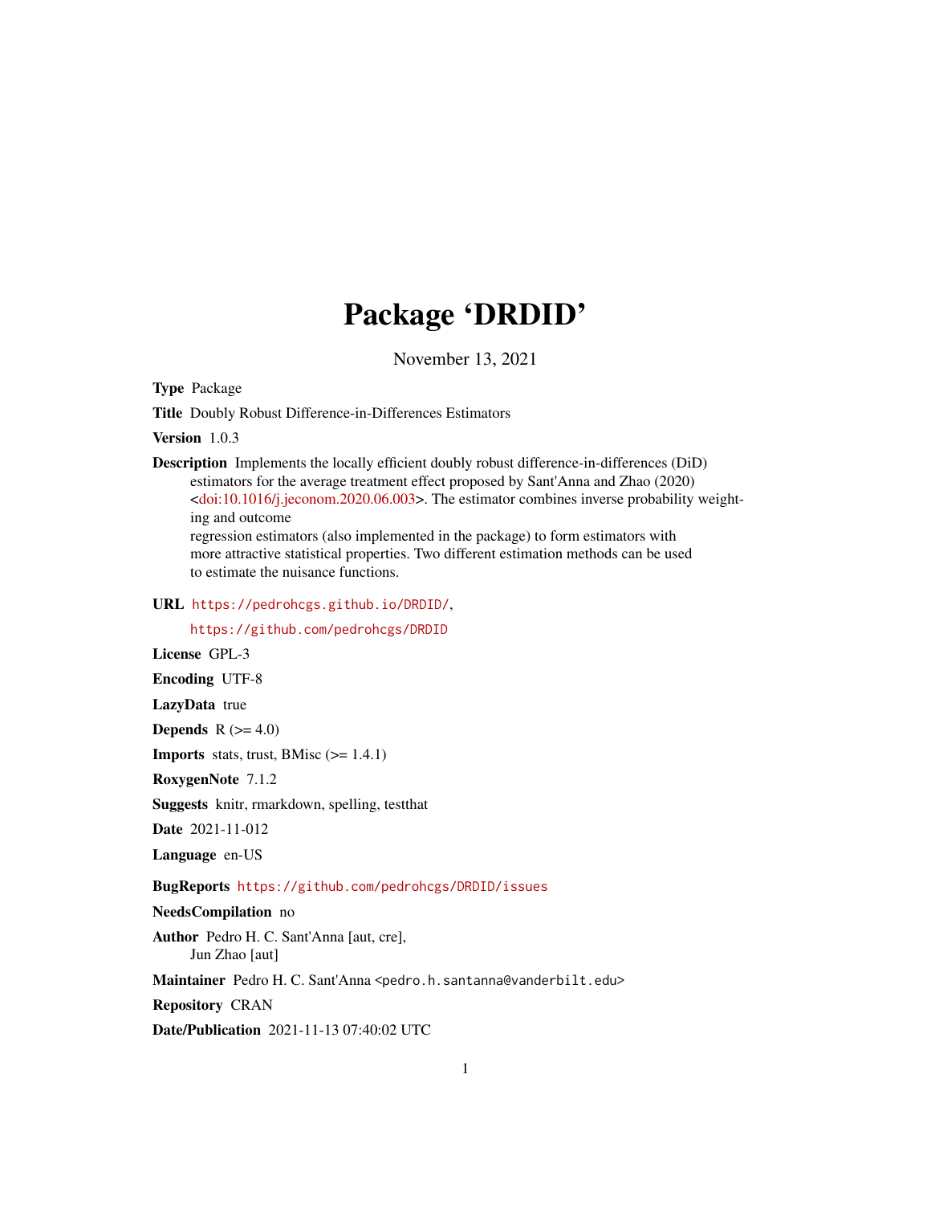# Package 'DRDID'

November 13, 2021

**Type** Package

**Title** Doubly Robust Difference-in-Differences Estimators

**Version** 1.0.3

**Description** Implements the locally efficient doubly robust difference-in-differences (DiD) estimators for the average treatment effect proposed by Sant'Anna and Zhao (2020) <doi:10.1016/j.jeconom.2020.06.003>. The estimator combines inverse probability weighting and outcome regression estimators (also implemented in the package) to form estimators with more attractive statistical properties. Two different estimation methods can be used to estimate the nuisance functions.

**URL** https://pedrohcgs.github.io/DRDID/, https://github.com/pedrohcgs/DRDID

**License** GPL-3

**Encoding** UTF-8

**LazyData** true

**Depends** R (>= 4.0)

**Imports** stats, trust, BMisc (>= 1.4.1)

**RoxygenNote** 7.1.2

**Suggests** knitr, rmarkdown, spelling, testthat

**Date** 2021-11-012

**Language** en-US

**BugReports** https://github.com/pedrohcgs/DRDID/issues

**NeedsCompilation** no

**Author** Pedro H. C. Sant'Anna [aut, cre], Jun Zhao [aut]

**Maintainer** Pedro H. C. Sant'Anna <pedro.h.santanna@vanderbilt.edu>

**Repository** CRAN

**Date/Publication** 2021-11-13 07:40:02 UTC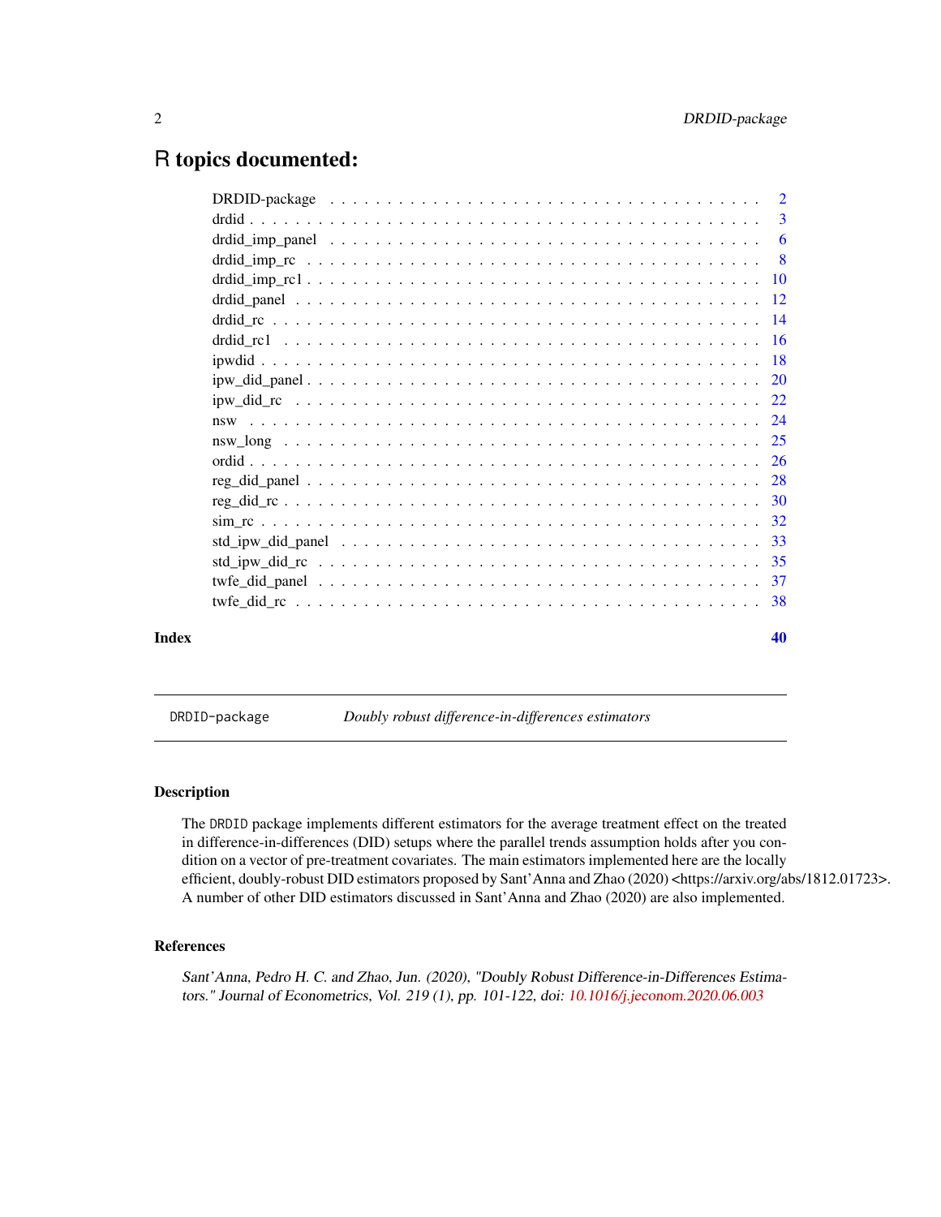# R topics documented:

| | |
|---|---|
| DRDID-package | 2 |
| drdid | 3 |
| drdid_imp_panel | 6 |
| drdid_imp_rc | 8 |
| drdid_imp_rc1 | 10 |
| drdid_panel | 12 |
| drdid_rc | 14 |
| drdid_rc1 | 16 |
| ipwdid | 18 |
| ipw_did_panel | 20 |
| ipw_did_rc | 22 |
| nsw | 24 |
| nsw_long | 25 |
| ordid | 26 |
| reg_did_panel | 28 |
| reg_did_rc | 30 |
| sim_rc | 32 |
| std_ipw_did_panel | 33 |
| std_ipw_did_rc | 35 |
| twfe_did_panel | 37 |
| twfe_did_rc | 38 |

**Index** **40**

---

`DRDID-package` *Doubly robust difference-in-differences estimators*

---

### Description

The `DRDID` package implements different estimators for the average treatment effect on the treated in difference-in-differences (DID) setups where the parallel trends assumption holds after you condition on a vector of pre-treatment covariates. The main estimators implemented here are the locally efficient, doubly-robust DID estimators proposed by Sant'Anna and Zhao (2020) <https://arxiv.org/abs/1812.01723>. A number of other DID estimators discussed in Sant'Anna and Zhao (2020) are also implemented.

### References

*Sant'Anna, Pedro H. C. and Zhao, Jun. (2020), "Doubly Robust Difference-in-Differences Estimators." Journal of Econometrics, Vol. 219 (1), pp. 101-122, doi: 10.1016/j.jeconom.2020.06.003*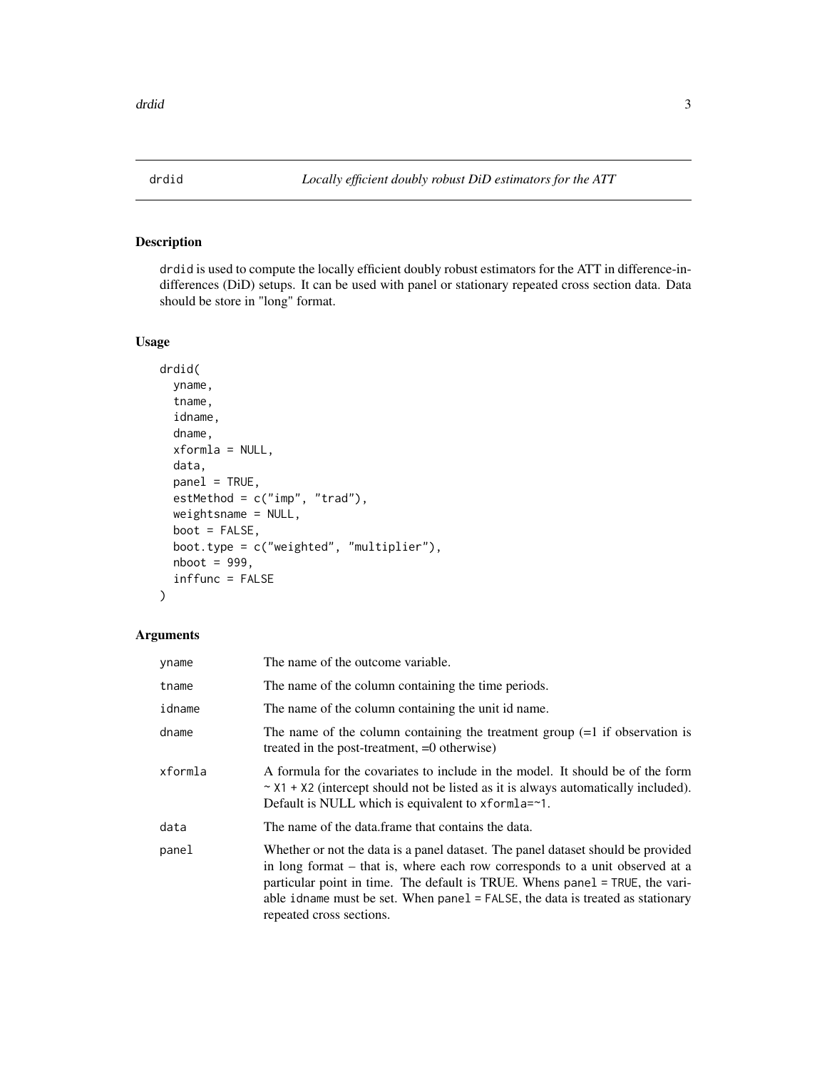# drdid — *Locally efficient doubly robust DiD estimators for the ATT*

## Description

drdid is used to compute the locally efficient doubly robust estimators for the ATT in difference-in-differences (DiD) setups. It can be used with panel or stationary repeated cross section data. Data should be store in "long" format.

## Usage

```
drdid(
  yname,
  tname,
  idname,
  dname,
  xformla = NULL,
  data,
  panel = TRUE,
  estMethod = c("imp", "trad"),
  weightsname = NULL,
  boot = FALSE,
  boot.type = c("weighted", "multiplier"),
  nboot = 999,
  inffunc = FALSE
)
```

## Arguments

| | |
|---|---|
| yname | The name of the outcome variable. |
| tname | The name of the column containing the time periods. |
| idname | The name of the column containing the unit id name. |
| dname | The name of the column containing the treatment group (=1 if observation is treated in the post-treatment, =0 otherwise) |
| xformla | A formula for the covariates to include in the model. It should be of the form `~ X1 + X2` (intercept should not be listed as it is always automatically included). Default is NULL which is equivalent to `xformla=~1`. |
| data | The name of the data.frame that contains the data. |
| panel | Whether or not the data is a panel dataset. The panel dataset should be provided in long format – that is, where each row corresponds to a unit observed at a particular point in time. The default is TRUE. Whens `panel = TRUE`, the variable `idname` must be set. When `panel = FALSE`, the data is treated as stationary repeated cross sections. |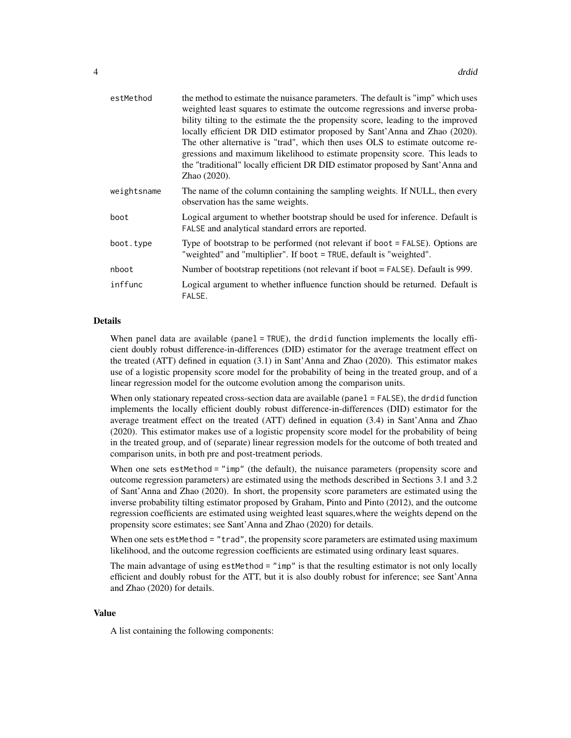| | |
|---|---|
| `estMethod` | the method to estimate the nuisance parameters. The default is "imp" which uses weighted least squares to estimate the outcome regressions and inverse probability tilting to the estimate the the propensity score, leading to the improved locally efficient DR DID estimator proposed by Sant'Anna and Zhao (2020). The other alternative is "trad", which then uses OLS to estimate outcome regressions and maximum likelihood to estimate propensity score. This leads to the "traditional" locally efficient DR DID estimator proposed by Sant'Anna and Zhao (2020). |
| `weightsname` | The name of the column containing the sampling weights. If NULL, then every observation has the same weights. |
| `boot` | Logical argument to whether bootstrap should be used for inference. Default is `FALSE` and analytical standard errors are reported. |
| `boot.type` | Type of bootstrap to be performed (not relevant if `boot = FALSE`). Options are "weighted" and "multiplier". If `boot = TRUE`, default is "weighted". |
| `nboot` | Number of bootstrap repetitions (not relevant if `boot = FALSE`). Default is 999. |
| `inffunc` | Logical argument to whether influence function should be returned. Default is `FALSE`. |

## Details

When panel data are available (`panel = TRUE`), the `drdid` function implements the locally efficient doubly robust difference-in-differences (DID) estimator for the average treatment effect on the treated (ATT) defined in equation (3.1) in Sant'Anna and Zhao (2020). This estimator makes use of a logistic propensity score model for the probability of being in the treated group, and of a linear regression model for the outcome evolution among the comparison units.

When only stationary repeated cross-section data are available (`panel = FALSE`), the `drdid` function implements the locally efficient doubly robust difference-in-differences (DID) estimator for the average treatment effect on the treated (ATT) defined in equation (3.4) in Sant'Anna and Zhao (2020). This estimator makes use of a logistic propensity score model for the probability of being in the treated group, and of (separate) linear regression models for the outcome of both treated and comparison units, in both pre and post-treatment periods.

When one sets `estMethod = "imp"` (the default), the nuisance parameters (propensity score and outcome regression parameters) are estimated using the methods described in Sections 3.1 and 3.2 of Sant'Anna and Zhao (2020). In short, the propensity score parameters are estimated using the inverse probability tilting estimator proposed by Graham, Pinto and Pinto (2012), and the outcome regression coefficients are estimated using weighted least squares,where the weights depend on the propensity score estimates; see Sant'Anna and Zhao (2020) for details.

When one sets `estMethod = "trad"`, the propensity score parameters are estimated using maximum likelihood, and the outcome regression coefficients are estimated using ordinary least squares.

The main advantage of using `estMethod = "imp"` is that the resulting estimator is not only locally efficient and doubly robust for the ATT, but it is also doubly robust for inference; see Sant'Anna and Zhao (2020) for details.

## Value

A list containing the following components: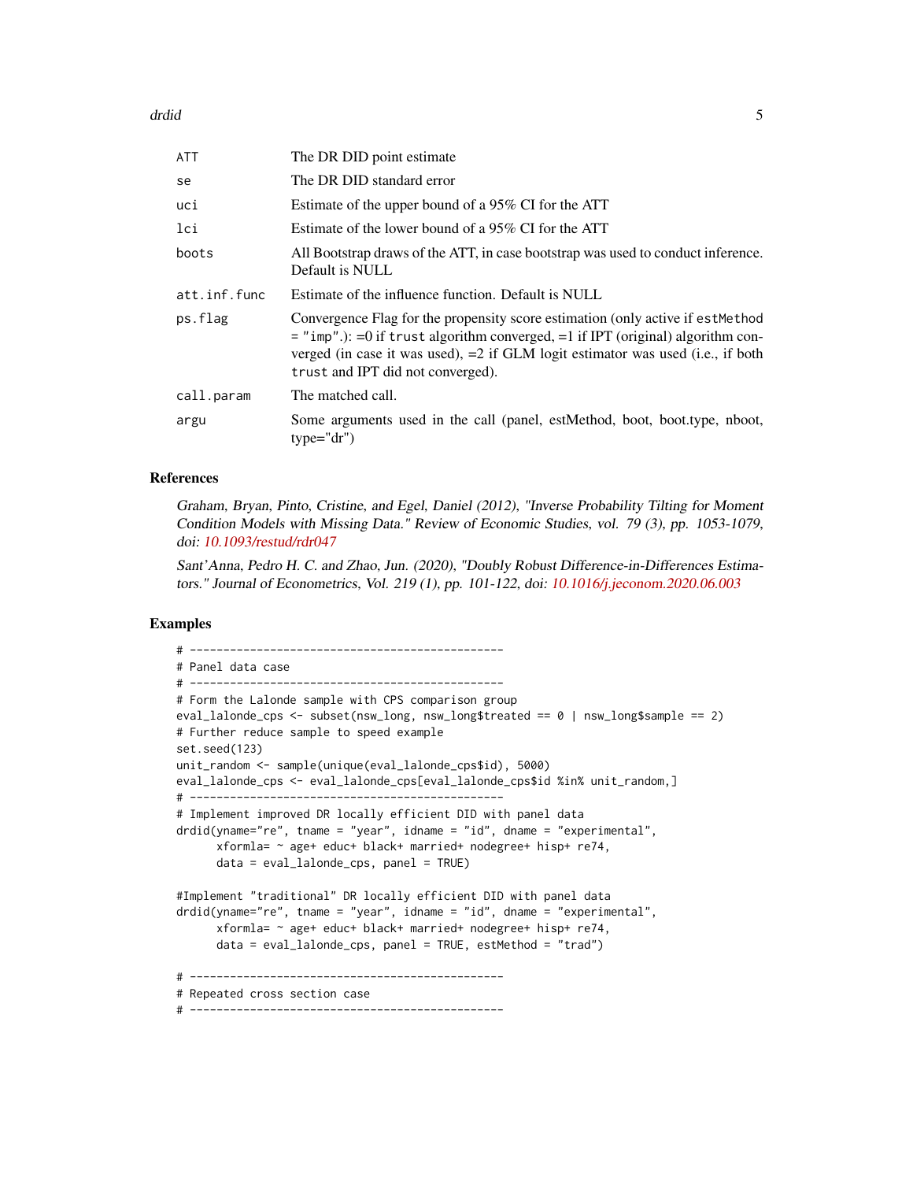| | |
|---|---|
| ATT | The DR DID point estimate |
| se | The DR DID standard error |
| uci | Estimate of the upper bound of a 95% CI for the ATT |
| lci | Estimate of the lower bound of a 95% CI for the ATT |
| boots | All Bootstrap draws of the ATT, in case bootstrap was used to conduct inference. Default is NULL |
| att.inf.func | Estimate of the influence function. Default is NULL |
| ps.flag | Convergence Flag for the propensity score estimation (only active if `estMethod = "imp"`.): =0 if `trust` algorithm converged, =1 if IPT (original) algorithm converged (in case it was used), =2 if GLM logit estimator was used (i.e., if both `trust` and IPT did not converged). |
| call.param | The matched call. |
| argu | Some arguments used in the call (panel, estMethod, boot, boot.type, nboot, type="dr") |

## References

*Graham, Bryan, Pinto, Cristine, and Egel, Daniel (2012), "Inverse Probability Tilting for Moment Condition Models with Missing Data." Review of Economic Studies, vol. 79 (3), pp. 1053-1079, doi: 10.1093/restud/rdr047*

*Sant'Anna, Pedro H. C. and Zhao, Jun. (2020), "Doubly Robust Difference-in-Differences Estimators." Journal of Econometrics, Vol. 219 (1), pp. 101-122, doi: 10.1016/j.jeconom.2020.06.003*

## Examples

```
# -----------------------------------------------
# Panel data case
# -----------------------------------------------
# Form the Lalonde sample with CPS comparison group
eval_lalonde_cps <- subset(nsw_long, nsw_long$treated == 0 | nsw_long$sample == 2)
# Further reduce sample to speed example
set.seed(123)
unit_random <- sample(unique(eval_lalonde_cps$id), 5000)
eval_lalonde_cps <- eval_lalonde_cps[eval_lalonde_cps$id %in% unit_random,]
# -----------------------------------------------
# Implement improved DR locally efficient DID with panel data
drdid(yname="re", tname = "year", idname = "id", dname = "experimental",
      xformla= ~ age+ educ+ black+ married+ nodegree+ hisp+ re74,
      data = eval_lalonde_cps, panel = TRUE)

#Implement "traditional" DR locally efficient DID with panel data
drdid(yname="re", tname = "year", idname = "id", dname = "experimental",
      xformla= ~ age+ educ+ black+ married+ nodegree+ hisp+ re74,
      data = eval_lalonde_cps, panel = TRUE, estMethod = "trad")

# -----------------------------------------------
# Repeated cross section case
# -----------------------------------------------
```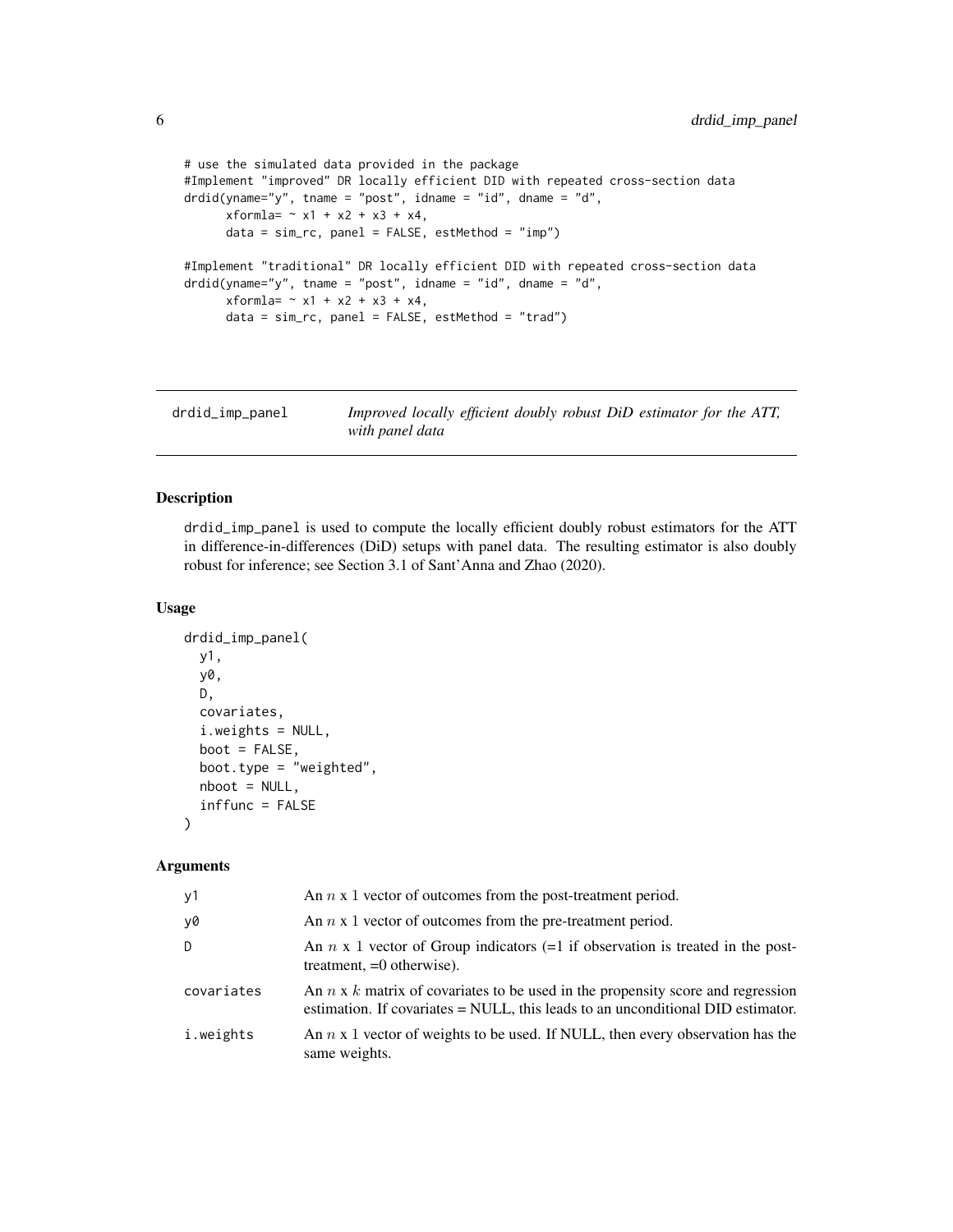```
# use the simulated data provided in the package
#Implement "improved" DR locally efficient DID with repeated cross-section data
drdid(yname="y", tname = "post", idname = "id", dname = "d",
      xformla= ~ x1 + x2 + x3 + x4,
      data = sim_rc, panel = FALSE, estMethod = "imp")

#Implement "traditional" DR locally efficient DID with repeated cross-section data
drdid(yname="y", tname = "post", idname = "id", dname = "d",
      xformla= ~ x1 + x2 + x3 + x4,
      data = sim_rc, panel = FALSE, estMethod = "trad")
```

## drdid_imp_panel — *Improved locally efficient doubly robust DiD estimator for the ATT, with panel data*

### Description

drdid_imp_panel is used to compute the locally efficient doubly robust estimators for the ATT in difference-in-differences (DiD) setups with panel data. The resulting estimator is also doubly robust for inference; see Section 3.1 of Sant'Anna and Zhao (2020).

### Usage

```
drdid_imp_panel(
  y1,
  y0,
  D,
  covariates,
  i.weights = NULL,
  boot = FALSE,
  boot.type = "weighted",
  nboot = NULL,
  inffunc = FALSE
)
```

### Arguments

| | |
|---|---|
| y1 | An $n$ x 1 vector of outcomes from the post-treatment period. |
| y0 | An $n$ x 1 vector of outcomes from the pre-treatment period. |
| D | An $n$ x 1 vector of Group indicators (=1 if observation is treated in the post-treatment, =0 otherwise). |
| covariates | An $n$ x $k$ matrix of covariates to be used in the propensity score and regression estimation. If covariates = NULL, this leads to an unconditional DID estimator. |
| i.weights | An $n$ x 1 vector of weights to be used. If NULL, then every observation has the same weights. |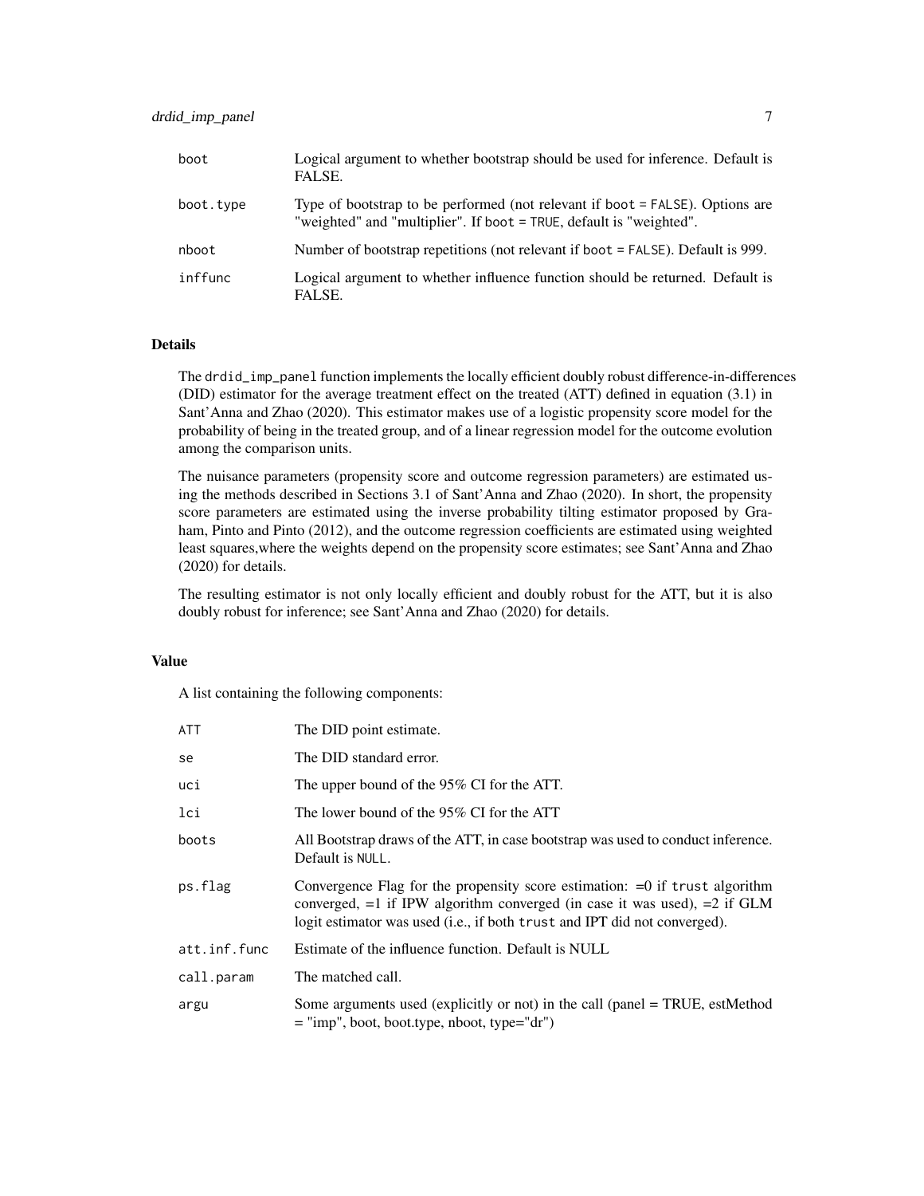| | |
|---|---|
| `boot` | Logical argument to whether bootstrap should be used for inference. Default is FALSE. |
| `boot.type` | Type of bootstrap to be performed (not relevant if `boot = FALSE`). Options are "weighted" and "multiplier". If `boot = TRUE`, default is "weighted". |
| `nboot` | Number of bootstrap repetitions (not relevant if `boot = FALSE`). Default is 999. |
| `inffunc` | Logical argument to whether influence function should be returned. Default is FALSE. |

### Details

The `drdid_imp_panel` function implements the locally efficient doubly robust difference-in-differences (DID) estimator for the average treatment effect on the treated (ATT) defined in equation (3.1) in Sant'Anna and Zhao (2020). This estimator makes use of a logistic propensity score model for the probability of being in the treated group, and of a linear regression model for the outcome evolution among the comparison units.

The nuisance parameters (propensity score and outcome regression parameters) are estimated using the methods described in Sections 3.1 of Sant'Anna and Zhao (2020). In short, the propensity score parameters are estimated using the inverse probability tilting estimator proposed by Graham, Pinto and Pinto (2012), and the outcome regression coefficients are estimated using weighted least squares,where the weights depend on the propensity score estimates; see Sant'Anna and Zhao (2020) for details.

The resulting estimator is not only locally efficient and doubly robust for the ATT, but it is also doubly robust for inference; see Sant'Anna and Zhao (2020) for details.

### Value

A list containing the following components:

| | |
|---|---|
| `ATT` | The DID point estimate. |
| `se` | The DID standard error. |
| `uci` | The upper bound of the 95% CI for the ATT. |
| `lci` | The lower bound of the 95% CI for the ATT |
| `boots` | All Bootstrap draws of the ATT, in case bootstrap was used to conduct inference. Default is `NULL`. |
| `ps.flag` | Convergence Flag for the propensity score estimation: =0 if `trust` algorithm converged, =1 if IPW algorithm converged (in case it was used), =2 if GLM logit estimator was used (i.e., if both `trust` and IPT did not converged). |
| `att.inf.func` | Estimate of the influence function. Default is NULL |
| `call.param` | The matched call. |
| `argu` | Some arguments used (explicitly or not) in the call (panel = TRUE, estMethod = "imp", boot, boot.type, nboot, type="dr") |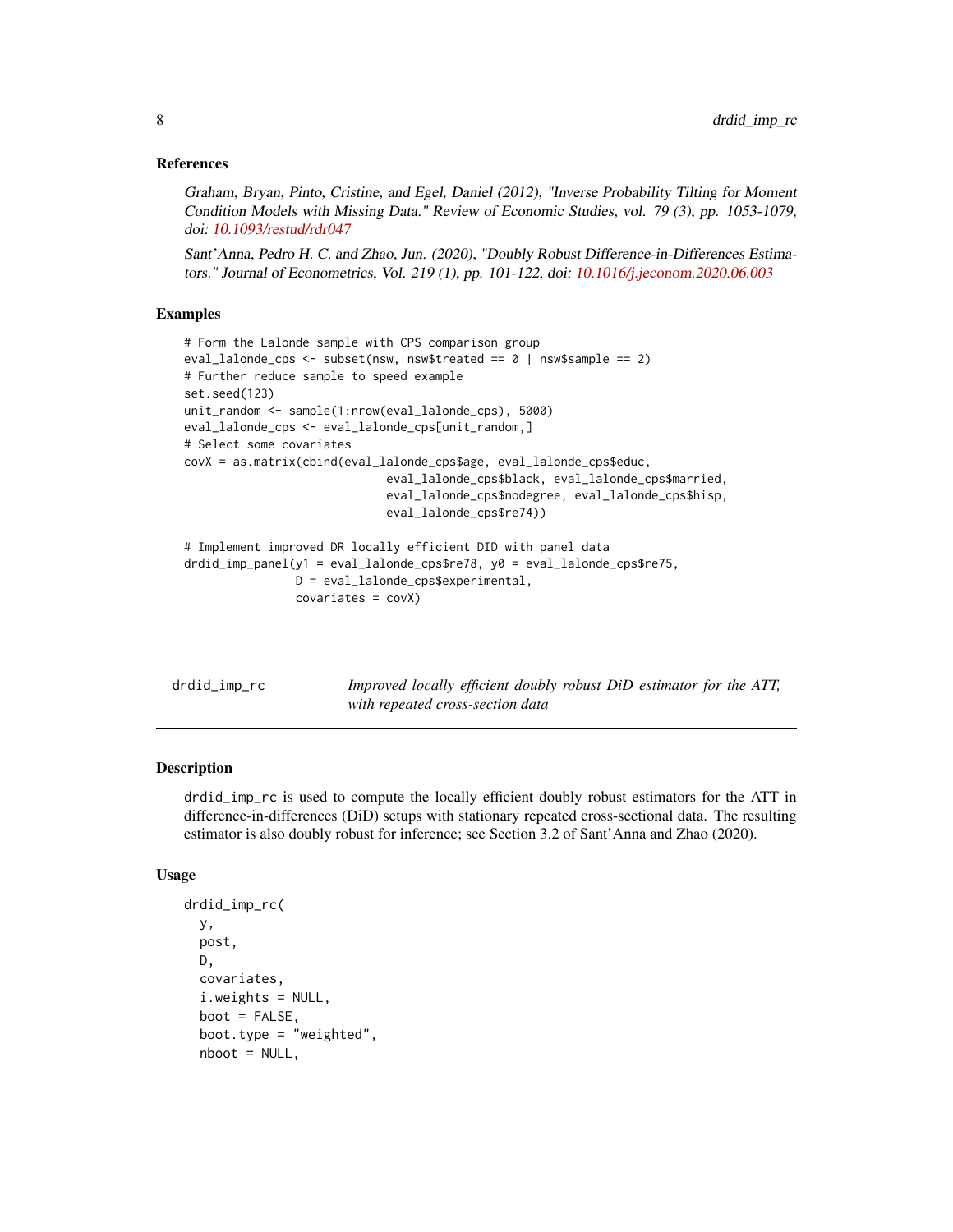### References

Graham, Bryan, Pinto, Cristine, and Egel, Daniel (2012), "Inverse Probability Tilting for Moment Condition Models with Missing Data." Review of Economic Studies, vol. 79 (3), pp. 1053-1079, doi: 10.1093/restud/rdr047

Sant'Anna, Pedro H. C. and Zhao, Jun. (2020), "Doubly Robust Difference-in-Differences Estimators." Journal of Econometrics, Vol. 219 (1), pp. 101-122, doi: 10.1016/j.jeconom.2020.06.003

### Examples

```
# Form the Lalonde sample with CPS comparison group
eval_lalonde_cps <- subset(nsw, nsw$treated == 0 | nsw$sample == 2)
# Further reduce sample to speed example
set.seed(123)
unit_random <- sample(1:nrow(eval_lalonde_cps), 5000)
eval_lalonde_cps <- eval_lalonde_cps[unit_random,]
# Select some covariates
covX = as.matrix(cbind(eval_lalonde_cps$age, eval_lalonde_cps$educ,
                             eval_lalonde_cps$black, eval_lalonde_cps$married,
                             eval_lalonde_cps$nodegree, eval_lalonde_cps$hisp,
                             eval_lalonde_cps$re74))

# Implement improved DR locally efficient DID with panel data
drdid_imp_panel(y1 = eval_lalonde_cps$re78, y0 = eval_lalonde_cps$re75,
                D = eval_lalonde_cps$experimental,
                covariates = covX)
```

---

## drdid_imp_rc

*Improved locally efficient doubly robust DiD estimator for the ATT, with repeated cross-section data*

---

### Description

drdid_imp_rc is used to compute the locally efficient doubly robust estimators for the ATT in difference-in-differences (DiD) setups with stationary repeated cross-sectional data. The resulting estimator is also doubly robust for inference; see Section 3.2 of Sant'Anna and Zhao (2020).

### Usage

```
drdid_imp_rc(
  y,
  post,
  D,
  covariates,
  i.weights = NULL,
  boot = FALSE,
  boot.type = "weighted",
  nboot = NULL,
```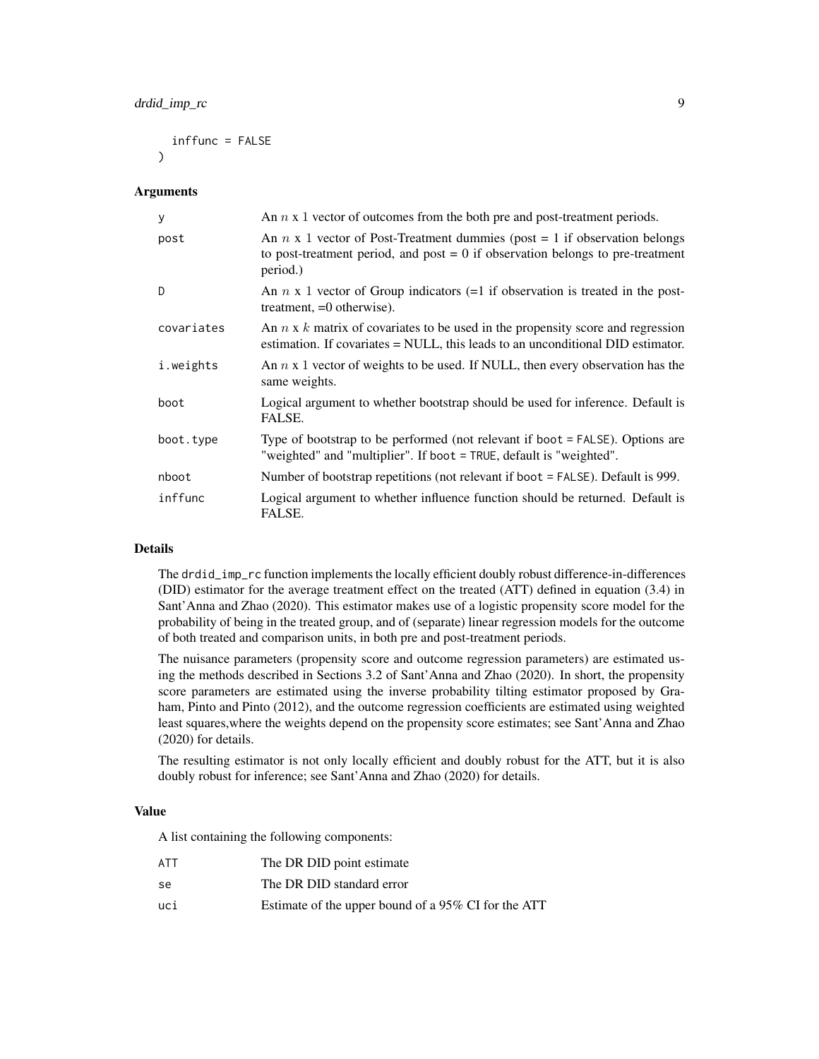```
  inffunc = FALSE
)
```

### Arguments

| | |
|---|---|
| y | An $n$ x 1 vector of outcomes from the both pre and post-treatment periods. |
| post | An $n$ x 1 vector of Post-Treatment dummies (post = 1 if observation belongs to post-treatment period, and post = 0 if observation belongs to pre-treatment period.) |
| D | An $n$ x 1 vector of Group indicators (=1 if observation is treated in the post-treatment, =0 otherwise). |
| covariates | An $n$ x $k$ matrix of covariates to be used in the propensity score and regression estimation. If covariates = NULL, this leads to an unconditional DID estimator. |
| i.weights | An $n$ x 1 vector of weights to be used. If NULL, then every observation has the same weights. |
| boot | Logical argument to whether bootstrap should be used for inference. Default is FALSE. |
| boot.type | Type of bootstrap to be performed (not relevant if `boot = FALSE`). Options are "weighted" and "multiplier". If `boot = TRUE`, default is "weighted". |
| nboot | Number of bootstrap repetitions (not relevant if `boot = FALSE`). Default is 999. |
| inffunc | Logical argument to whether influence function should be returned. Default is FALSE. |

### Details

The `drdid_imp_rc` function implements the locally efficient doubly robust difference-in-differences (DID) estimator for the average treatment effect on the treated (ATT) defined in equation (3.4) in Sant'Anna and Zhao (2020). This estimator makes use of a logistic propensity score model for the probability of being in the treated group, and of (separate) linear regression models for the outcome of both treated and comparison units, in both pre and post-treatment periods.

The nuisance parameters (propensity score and outcome regression parameters) are estimated using the methods described in Sections 3.2 of Sant'Anna and Zhao (2020). In short, the propensity score parameters are estimated using the inverse probability tilting estimator proposed by Graham, Pinto and Pinto (2012), and the outcome regression coefficients are estimated using weighted least squares,where the weights depend on the propensity score estimates; see Sant'Anna and Zhao (2020) for details.

The resulting estimator is not only locally efficient and doubly robust for the ATT, but it is also doubly robust for inference; see Sant'Anna and Zhao (2020) for details.

### Value

A list containing the following components:

| | |
|---|---|
| ATT | The DR DID point estimate |
| se | The DR DID standard error |
| uci | Estimate of the upper bound of a 95% CI for the ATT |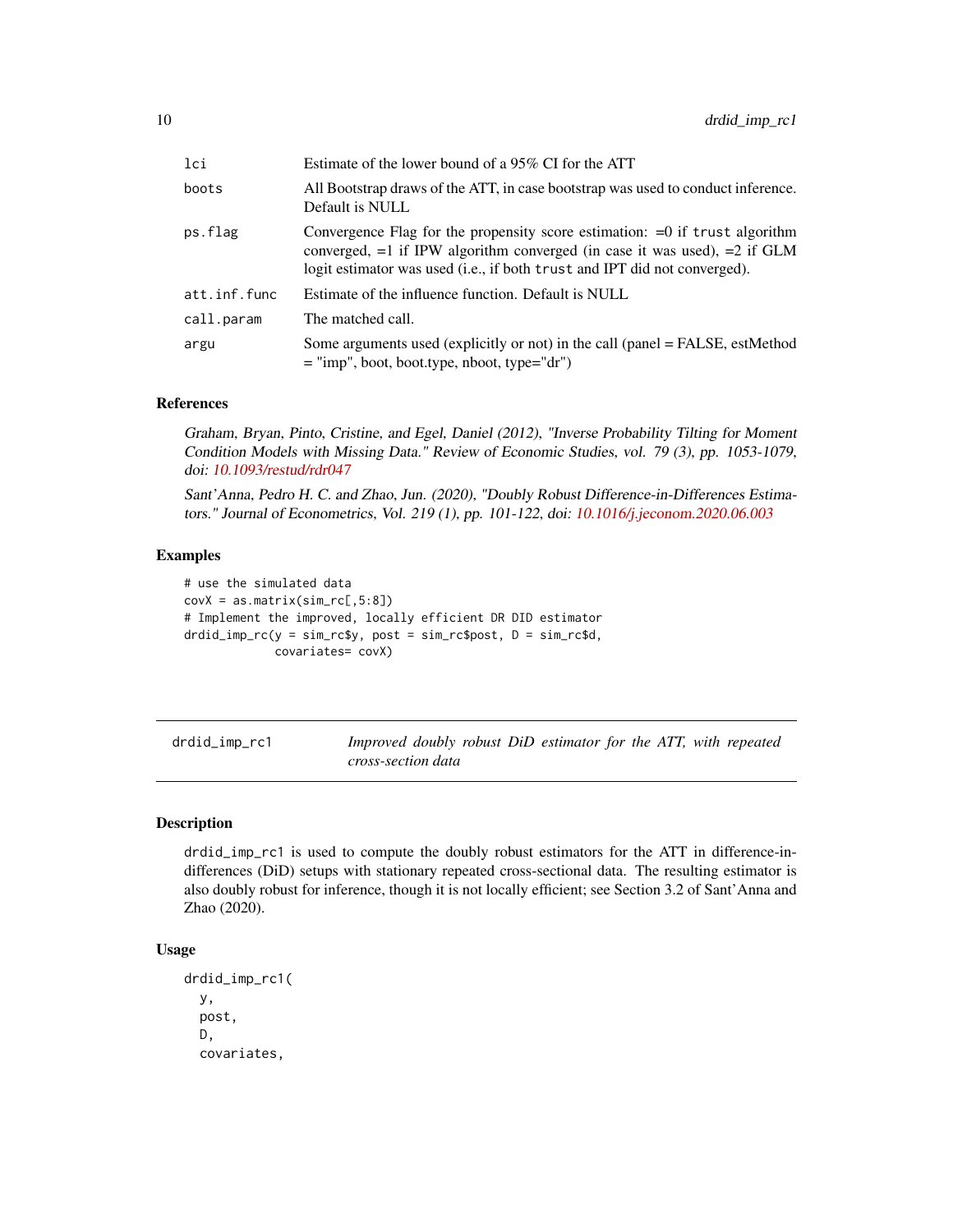| | |
|---|---|
| lci | Estimate of the lower bound of a 95% CI for the ATT |
| boots | All Bootstrap draws of the ATT, in case bootstrap was used to conduct inference. Default is NULL |
| ps.flag | Convergence Flag for the propensity score estimation: =0 if trust algorithm converged, =1 if IPW algorithm converged (in case it was used), =2 if GLM logit estimator was used (i.e., if both trust and IPT did not converged). |
| att.inf.func | Estimate of the influence function. Default is NULL |
| call.param | The matched call. |
| argu | Some arguments used (explicitly or not) in the call (panel = FALSE, estMethod = "imp", boot, boot.type, nboot, type="dr") |

### References

*Graham, Bryan, Pinto, Cristine, and Egel, Daniel (2012), "Inverse Probability Tilting for Moment Condition Models with Missing Data." Review of Economic Studies, vol. 79 (3), pp. 1053-1079, doi: 10.1093/restud/rdr047*

*Sant'Anna, Pedro H. C. and Zhao, Jun. (2020), "Doubly Robust Difference-in-Differences Estimators." Journal of Econometrics, Vol. 219 (1), pp. 101-122, doi: 10.1016/j.jeconom.2020.06.003*

### Examples

```
# use the simulated data
covX = as.matrix(sim_rc[,5:8])
# Implement the improved, locally efficient DR DID estimator
drdid_imp_rc(y = sim_rc$y, post = sim_rc$post, D = sim_rc$d,
            covariates= covX)
```

---

## drdid_imp_rc1 — *Improved doubly robust DiD estimator for the ATT, with repeated cross-section data*

### Description

drdid_imp_rc1 is used to compute the doubly robust estimators for the ATT in difference-in-differences (DiD) setups with stationary repeated cross-sectional data. The resulting estimator is also doubly robust for inference, though it is not locally efficient; see Section 3.2 of Sant'Anna and Zhao (2020).

### Usage

```
drdid_imp_rc1(
  y,
  post,
  D,
  covariates,
```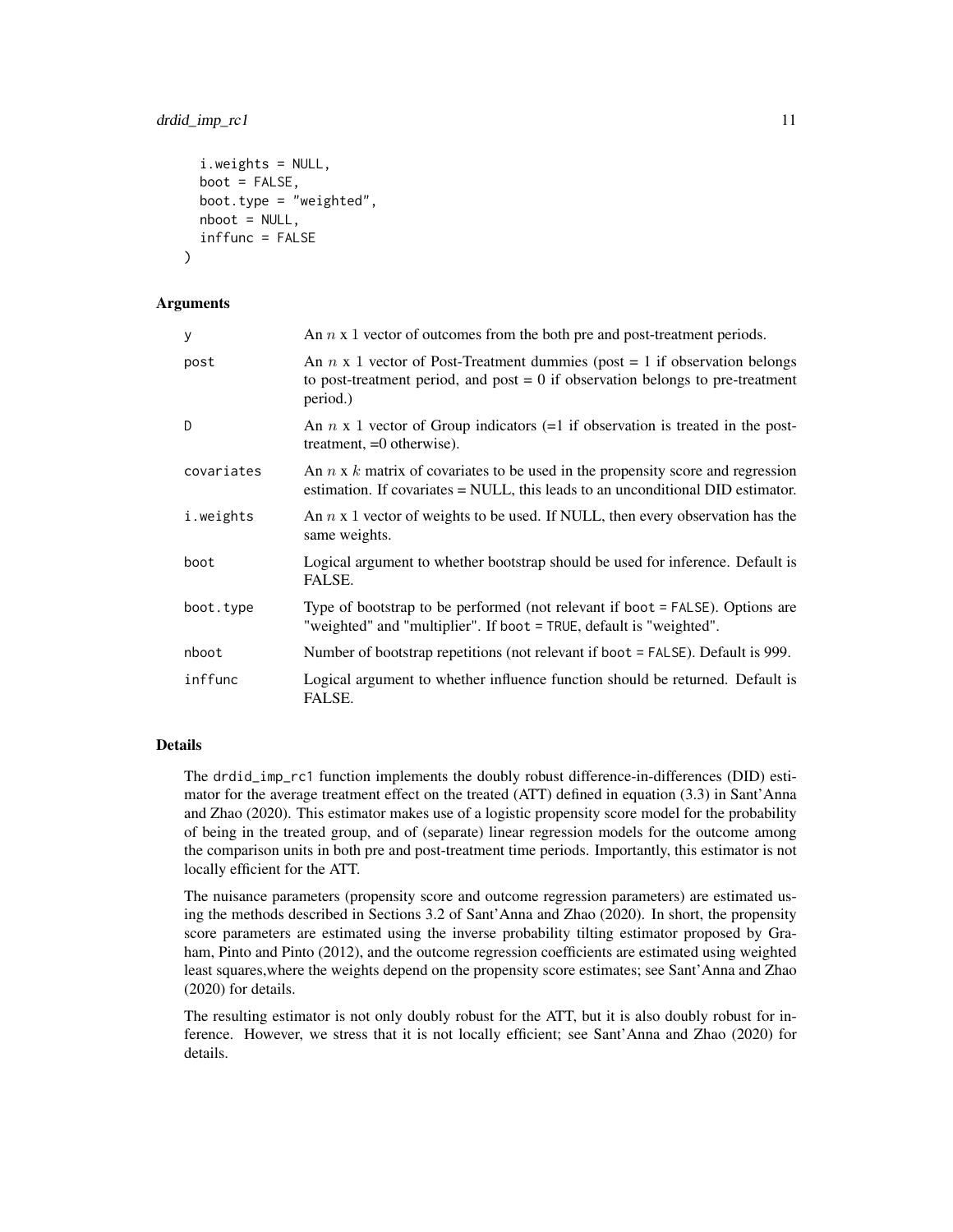```
  i.weights = NULL,
  boot = FALSE,
  boot.type = "weighted",
  nboot = NULL,
  inffunc = FALSE
)
```

### Arguments

| | |
|---|---|
| y | An $n$ x 1 vector of outcomes from the both pre and post-treatment periods. |
| post | An $n$ x 1 vector of Post-Treatment dummies (post = 1 if observation belongs to post-treatment period, and post = 0 if observation belongs to pre-treatment period.) |
| D | An $n$ x 1 vector of Group indicators (=1 if observation is treated in the post-treatment, =0 otherwise). |
| covariates | An $n$ x $k$ matrix of covariates to be used in the propensity score and regression estimation. If covariates = NULL, this leads to an unconditional DID estimator. |
| i.weights | An $n$ x 1 vector of weights to be used. If NULL, then every observation has the same weights. |
| boot | Logical argument to whether bootstrap should be used for inference. Default is FALSE. |
| boot.type | Type of bootstrap to be performed (not relevant if `boot = FALSE`). Options are "weighted" and "multiplier". If `boot = TRUE`, default is "weighted". |
| nboot | Number of bootstrap repetitions (not relevant if `boot = FALSE`). Default is 999. |
| inffunc | Logical argument to whether influence function should be returned. Default is FALSE. |

### Details

The `drdid_imp_rc1` function implements the doubly robust difference-in-differences (DID) estimator for the average treatment effect on the treated (ATT) defined in equation (3.3) in Sant'Anna and Zhao (2020). This estimator makes use of a logistic propensity score model for the probability of being in the treated group, and of (separate) linear regression models for the outcome among the comparison units in both pre and post-treatment time periods. Importantly, this estimator is not locally efficient for the ATT.

The nuisance parameters (propensity score and outcome regression parameters) are estimated using the methods described in Sections 3.2 of Sant'Anna and Zhao (2020). In short, the propensity score parameters are estimated using the inverse probability tilting estimator proposed by Graham, Pinto and Pinto (2012), and the outcome regression coefficients are estimated using weighted least squares,where the weights depend on the propensity score estimates; see Sant'Anna and Zhao (2020) for details.

The resulting estimator is not only doubly robust for the ATT, but it is also doubly robust for inference. However, we stress that it is not locally efficient; see Sant'Anna and Zhao (2020) for details.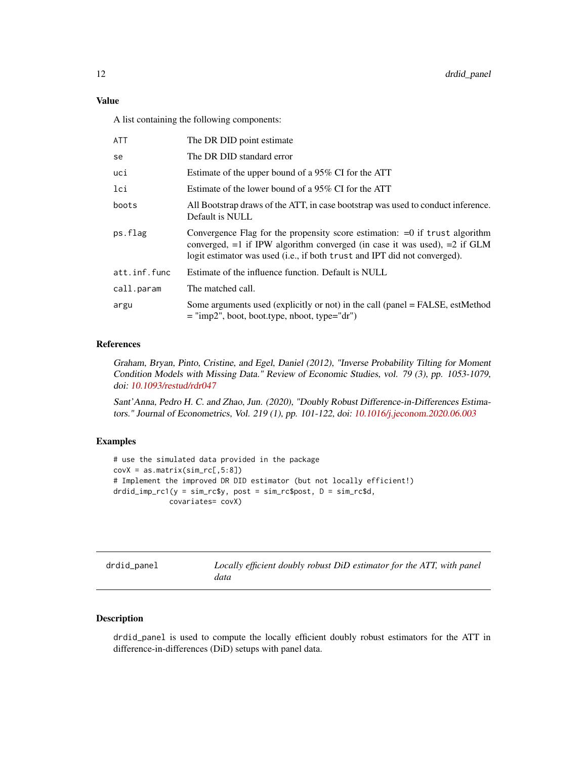### Value

A list containing the following components:

| | |
|---|---|
| ATT | The DR DID point estimate |
| se | The DR DID standard error |
| uci | Estimate of the upper bound of a 95% CI for the ATT |
| lci | Estimate of the lower bound of a 95% CI for the ATT |
| boots | All Bootstrap draws of the ATT, in case bootstrap was used to conduct inference. Default is NULL |
| ps.flag | Convergence Flag for the propensity score estimation: =0 if trust algorithm converged, =1 if IPW algorithm converged (in case it was used), =2 if GLM logit estimator was used (i.e., if both trust and IPT did not converged). |
| att.inf.func | Estimate of the influence function. Default is NULL |
| call.param | The matched call. |
| argu | Some arguments used (explicitly or not) in the call (panel = FALSE, estMethod = "imp2", boot, boot.type, nboot, type="dr") |

### References

*Graham, Bryan, Pinto, Cristine, and Egel, Daniel (2012), "Inverse Probability Tilting for Moment Condition Models with Missing Data." Review of Economic Studies, vol. 79 (3), pp. 1053-1079, doi: 10.1093/restud/rdr047*

*Sant'Anna, Pedro H. C. and Zhao, Jun. (2020), "Doubly Robust Difference-in-Differences Estimators." Journal of Econometrics, Vol. 219 (1), pp. 101-122, doi: 10.1016/j.jeconom.2020.06.003*

### Examples

```
# use the simulated data provided in the package
covX = as.matrix(sim_rc[,5:8])
# Implement the improved DR DID estimator (but not locally efficient!)
drdid_imp_rc1(y = sim_rc$y, post = sim_rc$post, D = sim_rc$d,
             covariates= covX)
```

---

## drdid_panel — *Locally efficient doubly robust DiD estimator for the ATT, with panel data*

### Description

drdid_panel is used to compute the locally efficient doubly robust estimators for the ATT in difference-in-differences (DiD) setups with panel data.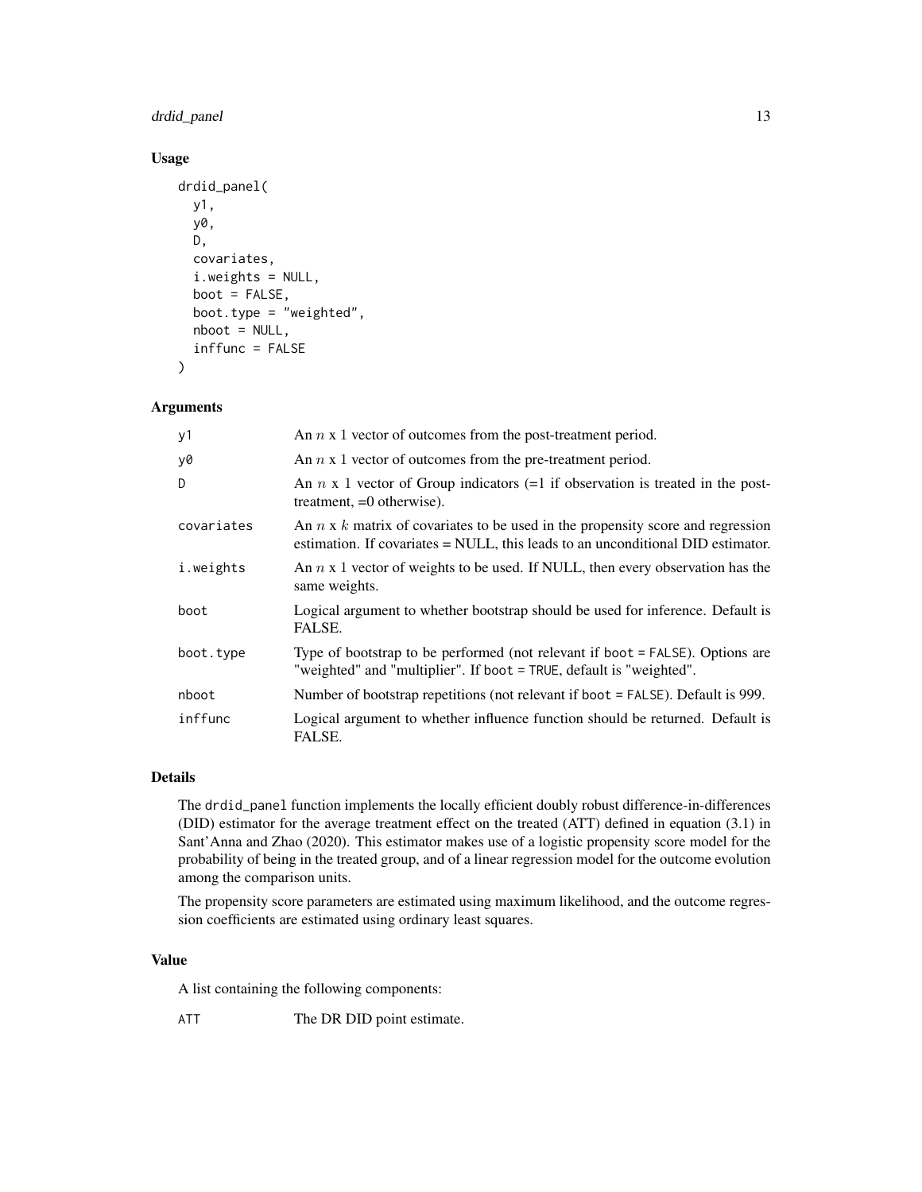### Usage

```
drdid_panel(
  y1,
  y0,
  D,
  covariates,
  i.weights = NULL,
  boot = FALSE,
  boot.type = "weighted",
  nboot = NULL,
  inffunc = FALSE
)
```

### Arguments

| | |
|---|---|
| y1 | An $n$ x 1 vector of outcomes from the post-treatment period. |
| y0 | An $n$ x 1 vector of outcomes from the pre-treatment period. |
| D | An $n$ x 1 vector of Group indicators (=1 if observation is treated in the post-treatment, =0 otherwise). |
| covariates | An $n$ x $k$ matrix of covariates to be used in the propensity score and regression estimation. If covariates = NULL, this leads to an unconditional DID estimator. |
| i.weights | An $n$ x 1 vector of weights to be used. If NULL, then every observation has the same weights. |
| boot | Logical argument to whether bootstrap should be used for inference. Default is FALSE. |
| boot.type | Type of bootstrap to be performed (not relevant if `boot = FALSE`). Options are "weighted" and "multiplier". If `boot = TRUE`, default is "weighted". |
| nboot | Number of bootstrap repetitions (not relevant if `boot = FALSE`). Default is 999. |
| inffunc | Logical argument to whether influence function should be returned. Default is FALSE. |

### Details

The `drdid_panel` function implements the locally efficient doubly robust difference-in-differences (DID) estimator for the average treatment effect on the treated (ATT) defined in equation (3.1) in Sant'Anna and Zhao (2020). This estimator makes use of a logistic propensity score model for the probability of being in the treated group, and of a linear regression model for the outcome evolution among the comparison units.

The propensity score parameters are estimated using maximum likelihood, and the outcome regression coefficients are estimated using ordinary least squares.

### Value

A list containing the following components:

| | |
|---|---|
| ATT | The DR DID point estimate. |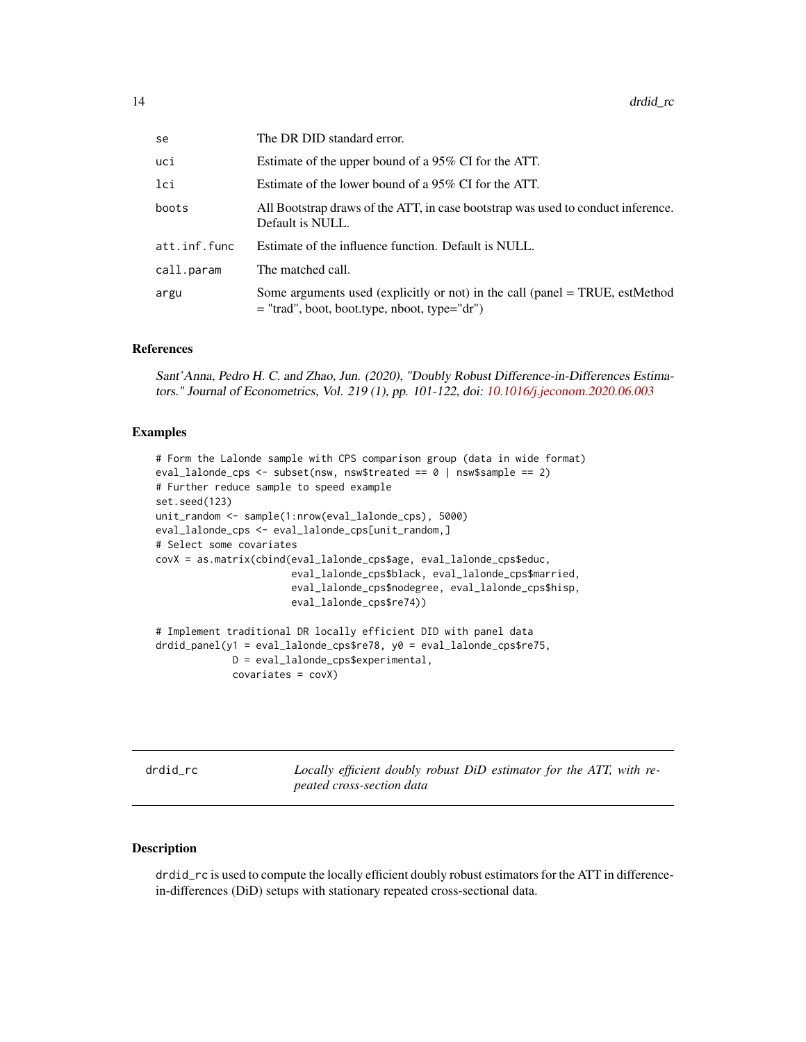| | |
|---|---|
| se | The DR DID standard error. |
| uci | Estimate of the upper bound of a 95% CI for the ATT. |
| lci | Estimate of the lower bound of a 95% CI for the ATT. |
| boots | All Bootstrap draws of the ATT, in case bootstrap was used to conduct inference. Default is NULL. |
| att.inf.func | Estimate of the influence function. Default is NULL. |
| call.param | The matched call. |
| argu | Some arguments used (explicitly or not) in the call (panel = TRUE, estMethod = "trad", boot, boot.type, nboot, type="dr") |

### References

*Sant'Anna, Pedro H. C. and Zhao, Jun. (2020), "Doubly Robust Difference-in-Differences Estimators." Journal of Econometrics, Vol. 219 (1), pp. 101-122, doi: 10.1016/j.jeconom.2020.06.003*

### Examples

```
# Form the Lalonde sample with CPS comparison group (data in wide format)
eval_lalonde_cps <- subset(nsw, nsw$treated == 0 | nsw$sample == 2)
# Further reduce sample to speed example
set.seed(123)
unit_random <- sample(1:nrow(eval_lalonde_cps), 5000)
eval_lalonde_cps <- eval_lalonde_cps[unit_random,]
# Select some covariates
covX = as.matrix(cbind(eval_lalonde_cps$age, eval_lalonde_cps$educ,
                       eval_lalonde_cps$black, eval_lalonde_cps$married,
                       eval_lalonde_cps$nodegree, eval_lalonde_cps$hisp,
                       eval_lalonde_cps$re74))

# Implement traditional DR locally efficient DID with panel data
drdid_panel(y1 = eval_lalonde_cps$re78, y0 = eval_lalonde_cps$re75,
             D = eval_lalonde_cps$experimental,
             covariates = covX)
```

---

## drdid_rc — *Locally efficient doubly robust DiD estimator for the ATT, with repeated cross-section data*

### Description

drdid_rc is used to compute the locally efficient doubly robust estimators for the ATT in difference-in-differences (DiD) setups with stationary repeated cross-sectional data.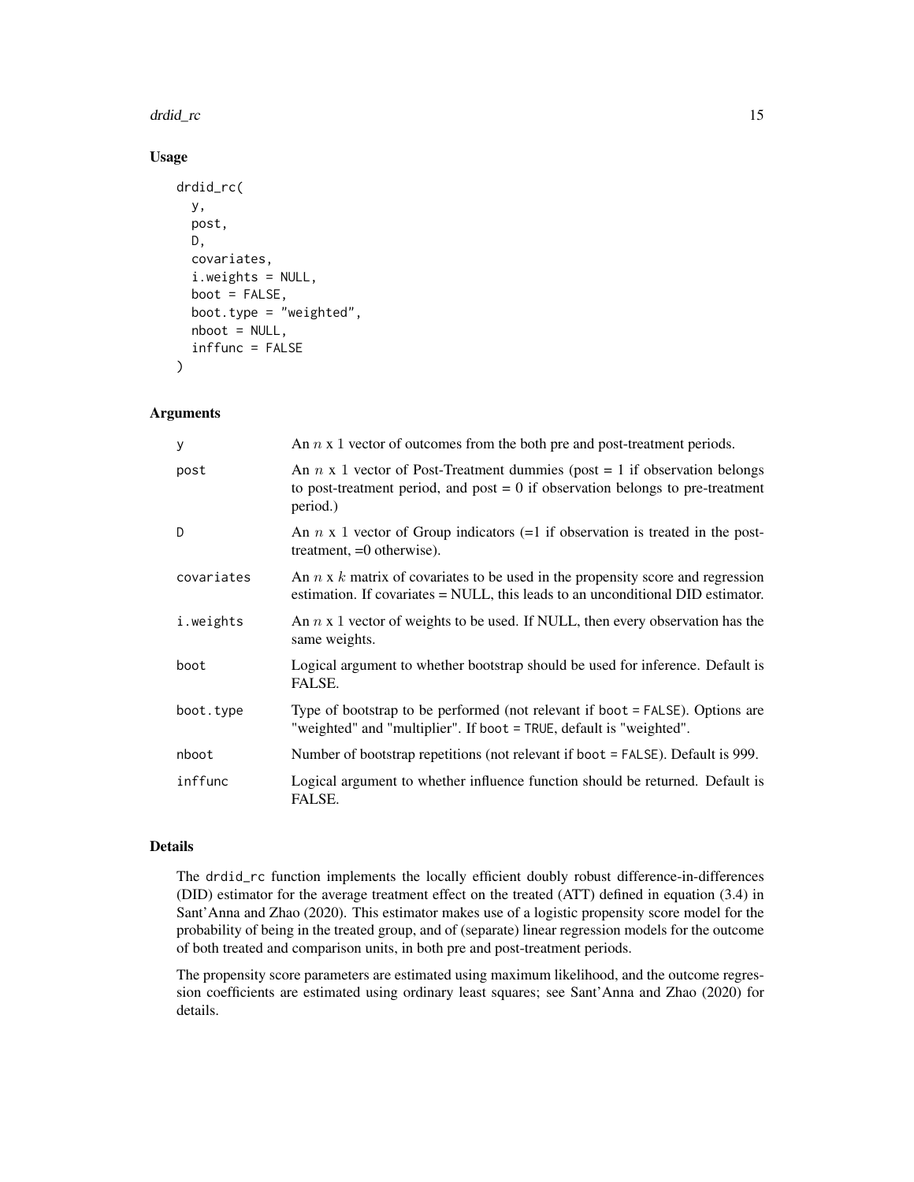### Usage

```
drdid_rc(
  y,
  post,
  D,
  covariates,
  i.weights = NULL,
  boot = FALSE,
  boot.type = "weighted",
  nboot = NULL,
  inffunc = FALSE
)
```

### Arguments

| | |
|---|---|
| y | An $n$ x 1 vector of outcomes from the both pre and post-treatment periods. |
| post | An $n$ x 1 vector of Post-Treatment dummies (post = 1 if observation belongs to post-treatment period, and post = 0 if observation belongs to pre-treatment period.) |
| D | An $n$ x 1 vector of Group indicators (=1 if observation is treated in the post-treatment, =0 otherwise). |
| covariates | An $n$ x $k$ matrix of covariates to be used in the propensity score and regression estimation. If covariates = NULL, this leads to an unconditional DID estimator. |
| i.weights | An $n$ x 1 vector of weights to be used. If NULL, then every observation has the same weights. |
| boot | Logical argument to whether bootstrap should be used for inference. Default is FALSE. |
| boot.type | Type of bootstrap to be performed (not relevant if `boot = FALSE`). Options are "weighted" and "multiplier". If `boot = TRUE`, default is "weighted". |
| nboot | Number of bootstrap repetitions (not relevant if `boot = FALSE`). Default is 999. |
| inffunc | Logical argument to whether influence function should be returned. Default is FALSE. |

### Details

The `drdid_rc` function implements the locally efficient doubly robust difference-in-differences (DID) estimator for the average treatment effect on the treated (ATT) defined in equation (3.4) in Sant'Anna and Zhao (2020). This estimator makes use of a logistic propensity score model for the probability of being in the treated group, and of (separate) linear regression models for the outcome of both treated and comparison units, in both pre and post-treatment periods.

The propensity score parameters are estimated using maximum likelihood, and the outcome regression coefficients are estimated using ordinary least squares; see Sant'Anna and Zhao (2020) for details.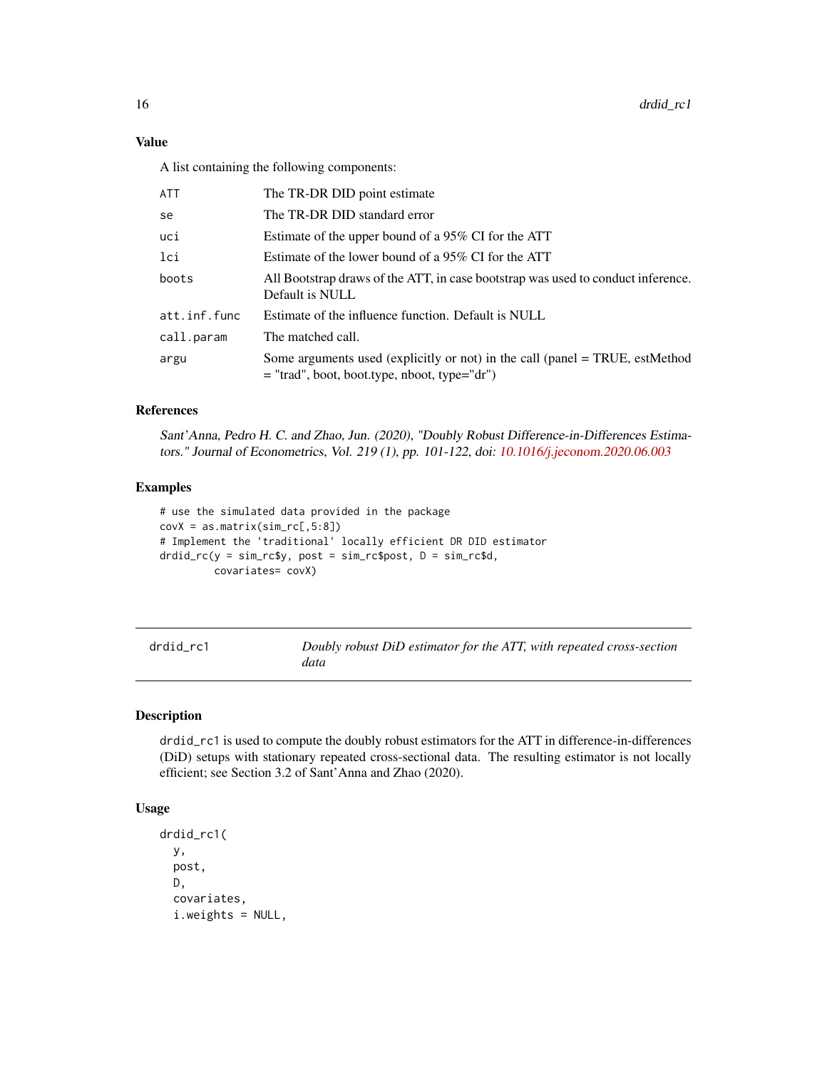### Value

A list containing the following components:

| | |
|---|---|
| ATT | The TR-DR DID point estimate |
| se | The TR-DR DID standard error |
| uci | Estimate of the upper bound of a 95% CI for the ATT |
| lci | Estimate of the lower bound of a 95% CI for the ATT |
| boots | All Bootstrap draws of the ATT, in case bootstrap was used to conduct inference. Default is NULL |
| att.inf.func | Estimate of the influence function. Default is NULL |
| call.param | The matched call. |
| argu | Some arguments used (explicitly or not) in the call (panel = TRUE, estMethod = "trad", boot, boot.type, nboot, type="dr") |

### References

*Sant'Anna, Pedro H. C. and Zhao, Jun. (2020), "Doubly Robust Difference-in-Differences Estimators." Journal of Econometrics, Vol. 219 (1), pp. 101-122, doi: 10.1016/j.jeconom.2020.06.003*

### Examples

```
# use the simulated data provided in the package
covX = as.matrix(sim_rc[,5:8])
# Implement the 'traditional' locally efficient DR DID estimator
drdid_rc(y = sim_rc$y, post = sim_rc$post, D = sim_rc$d,
         covariates= covX)
```

---

## drdid_rc1 — *Doubly robust DiD estimator for the ATT, with repeated cross-section data*

### Description

drdid_rc1 is used to compute the doubly robust estimators for the ATT in difference-in-differences (DiD) setups with stationary repeated cross-sectional data. The resulting estimator is not locally efficient; see Section 3.2 of Sant'Anna and Zhao (2020).

### Usage

```
drdid_rc1(
  y,
  post,
  D,
  covariates,
  i.weights = NULL,
```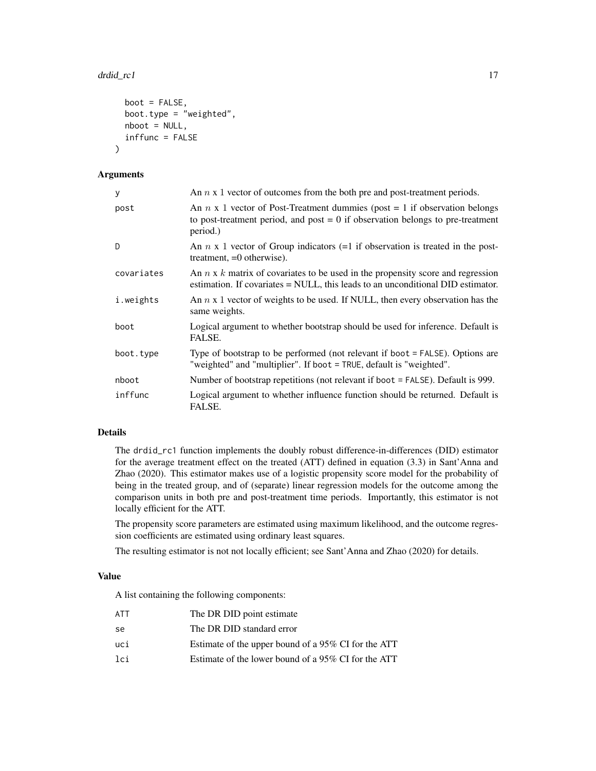```
  boot = FALSE,
  boot.type = "weighted",
  nboot = NULL,
  inffunc = FALSE
)
```

### Arguments

| | |
|---|---|
| `y` | An $n$ x 1 vector of outcomes from the both pre and post-treatment periods. |
| `post` | An $n$ x 1 vector of Post-Treatment dummies (post = 1 if observation belongs to post-treatment period, and post = 0 if observation belongs to pre-treatment period.) |
| `D` | An $n$ x 1 vector of Group indicators (=1 if observation is treated in the post-treatment, =0 otherwise). |
| `covariates` | An $n$ x $k$ matrix of covariates to be used in the propensity score and regression estimation. If covariates = NULL, this leads to an unconditional DID estimator. |
| `i.weights` | An $n$ x 1 vector of weights to be used. If NULL, then every observation has the same weights. |
| `boot` | Logical argument to whether bootstrap should be used for inference. Default is FALSE. |
| `boot.type` | Type of bootstrap to be performed (not relevant if `boot = FALSE`). Options are "weighted" and "multiplier". If `boot = TRUE`, default is "weighted". |
| `nboot` | Number of bootstrap repetitions (not relevant if `boot = FALSE`). Default is 999. |
| `inffunc` | Logical argument to whether influence function should be returned. Default is FALSE. |

### Details

The `drdid_rc1` function implements the doubly robust difference-in-differences (DID) estimator for the average treatment effect on the treated (ATT) defined in equation (3.3) in Sant'Anna and Zhao (2020). This estimator makes use of a logistic propensity score model for the probability of being in the treated group, and of (separate) linear regression models for the outcome among the comparison units in both pre and post-treatment time periods. Importantly, this estimator is not locally efficient for the ATT.

The propensity score parameters are estimated using maximum likelihood, and the outcome regression coefficients are estimated using ordinary least squares.

The resulting estimator is not not locally efficient; see Sant'Anna and Zhao (2020) for details.

### Value

A list containing the following components:

| | |
|---|---|
| `ATT` | The DR DID point estimate |
| `se` | The DR DID standard error |
| `uci` | Estimate of the upper bound of a 95% CI for the ATT |
| `lci` | Estimate of the lower bound of a 95% CI for the ATT |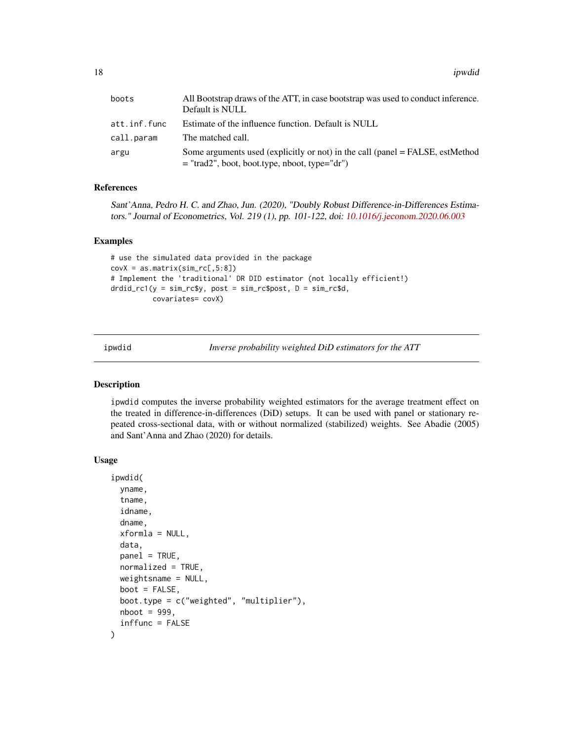| | |
|---|---|
| boots | All Bootstrap draws of the ATT, in case bootstrap was used to conduct inference. Default is NULL |
| att.inf.func | Estimate of the influence function. Default is NULL |
| call.param | The matched call. |
| argu | Some arguments used (explicitly or not) in the call (panel = FALSE, estMethod = "trad2", boot, boot.type, nboot, type="dr") |

### References

*Sant'Anna, Pedro H. C. and Zhao, Jun. (2020), "Doubly Robust Difference-in-Differences Estimators." Journal of Econometrics, Vol. 219 (1), pp. 101-122, doi: 10.1016/j.jeconom.2020.06.003*

### Examples

```
# use the simulated data provided in the package
covX = as.matrix(sim_rc[,5:8])
# Implement the 'traditional' DR DID estimator (not locally efficient!)
drdid_rc1(y = sim_rc$y, post = sim_rc$post, D = sim_rc$d,
          covariates= covX)
```

---

## ipwdid — *Inverse probability weighted DiD estimators for the ATT*

---

### Description

ipwdid computes the inverse probability weighted estimators for the average treatment effect on the treated in difference-in-differences (DiD) setups. It can be used with panel or stationary repeated cross-sectional data, with or without normalized (stabilized) weights. See Abadie (2005) and Sant'Anna and Zhao (2020) for details.

### Usage

```
ipwdid(
  yname,
  tname,
  idname,
  dname,
  xformla = NULL,
  data,
  panel = TRUE,
  normalized = TRUE,
  weightsname = NULL,
  boot = FALSE,
  boot.type = c("weighted", "multiplier"),
  nboot = 999,
  inffunc = FALSE
)
```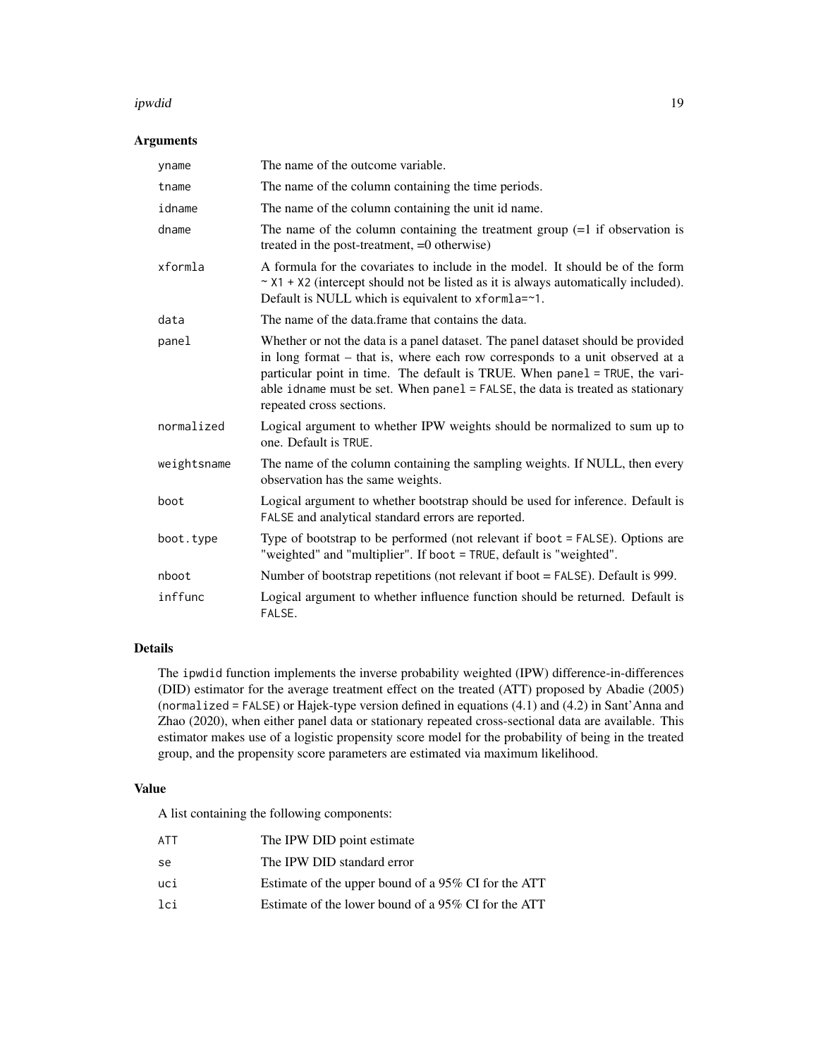## Arguments

| | |
|---|---|
| `yname` | The name of the outcome variable. |
| `tname` | The name of the column containing the time periods. |
| `idname` | The name of the column containing the unit id name. |
| `dname` | The name of the column containing the treatment group (=1 if observation is treated in the post-treatment, =0 otherwise) |
| `xformla` | A formula for the covariates to include in the model. It should be of the form `~ X1 + X2` (intercept should not be listed as it is always automatically included). Default is NULL which is equivalent to `xformla=~1`. |
| `data` | The name of the data.frame that contains the data. |
| `panel` | Whether or not the data is a panel dataset. The panel dataset should be provided in long format – that is, where each row corresponds to a unit observed at a particular point in time. The default is TRUE. When `panel = TRUE`, the variable `idname` must be set. When `panel = FALSE`, the data is treated as stationary repeated cross sections. |
| `normalized` | Logical argument to whether IPW weights should be normalized to sum up to one. Default is `TRUE`. |
| `weightsname` | The name of the column containing the sampling weights. If NULL, then every observation has the same weights. |
| `boot` | Logical argument to whether bootstrap should be used for inference. Default is `FALSE` and analytical standard errors are reported. |
| `boot.type` | Type of bootstrap to be performed (not relevant if `boot = FALSE`). Options are "weighted" and "multiplier". If `boot = TRUE`, default is "weighted". |
| `nboot` | Number of bootstrap repetitions (not relevant if boot = `FALSE`). Default is 999. |
| `inffunc` | Logical argument to whether influence function should be returned. Default is `FALSE`. |

## Details

The `ipwdid` function implements the inverse probability weighted (IPW) difference-in-differences (DID) estimator for the average treatment effect on the treated (ATT) proposed by Abadie (2005) (`normalized = FALSE`) or Hajek-type version defined in equations (4.1) and (4.2) in Sant'Anna and Zhao (2020), when either panel data or stationary repeated cross-sectional data are available. This estimator makes use of a logistic propensity score model for the probability of being in the treated group, and the propensity score parameters are estimated via maximum likelihood.

## Value

A list containing the following components:

| | |
|---|---|
| `ATT` | The IPW DID point estimate |
| `se` | The IPW DID standard error |
| `uci` | Estimate of the upper bound of a 95% CI for the ATT |
| `lci` | Estimate of the lower bound of a 95% CI for the ATT |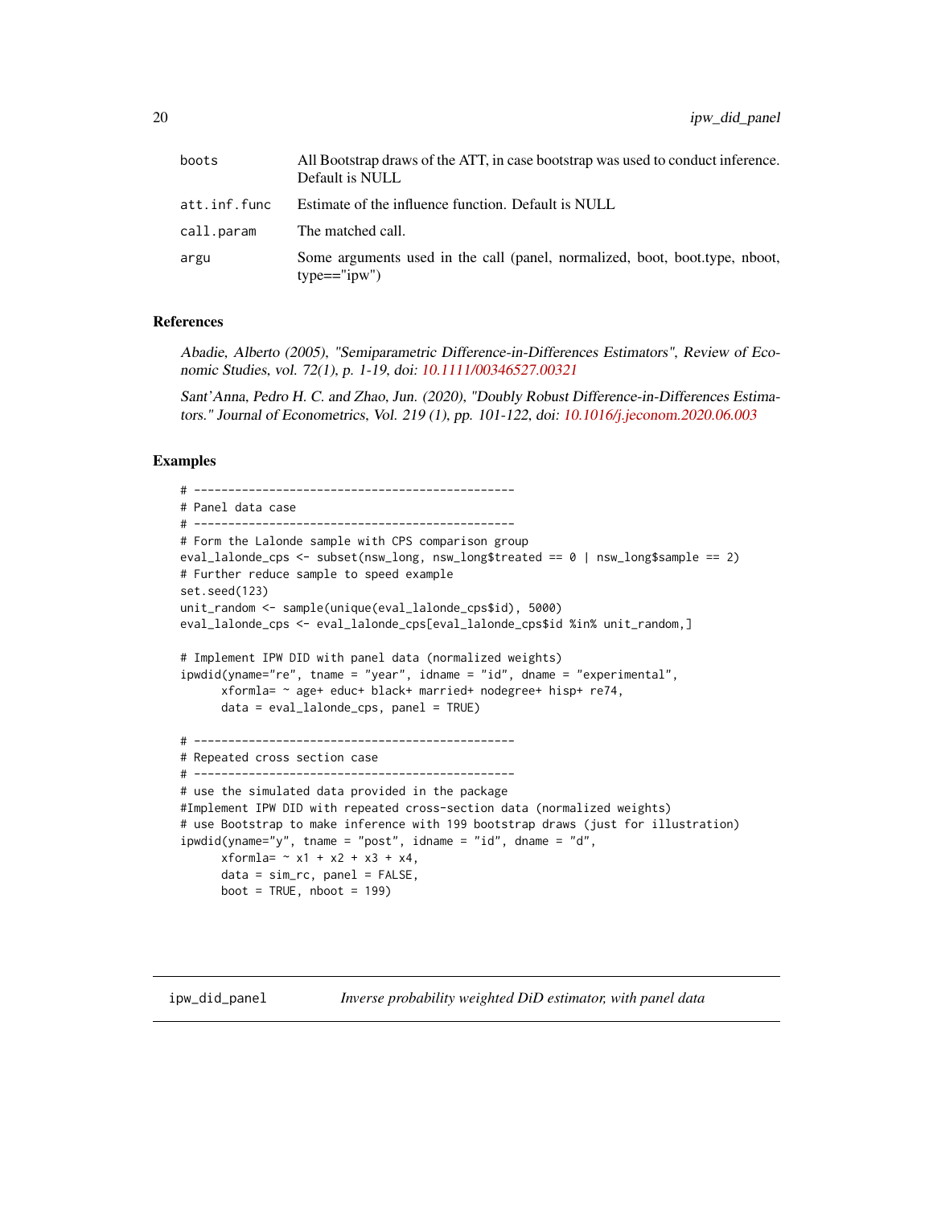| | |
|---|---|
| boots | All Bootstrap draws of the ATT, in case bootstrap was used to conduct inference. Default is NULL |
| att.inf.func | Estimate of the influence function. Default is NULL |
| call.param | The matched call. |
| argu | Some arguments used in the call (panel, normalized, boot, boot.type, nboot, type=="ipw") |

### References

Abadie, Alberto (2005), "Semiparametric Difference-in-Differences Estimators", Review of Economic Studies, vol. 72(1), p. 1-19, doi: 10.1111/00346527.00321

Sant'Anna, Pedro H. C. and Zhao, Jun. (2020), "Doubly Robust Difference-in-Differences Estimators." Journal of Econometrics, Vol. 219 (1), pp. 101-122, doi: 10.1016/j.jeconom.2020.06.003

### Examples

```
# -----------------------------------------------
# Panel data case
# -----------------------------------------------
# Form the Lalonde sample with CPS comparison group
eval_lalonde_cps <- subset(nsw_long, nsw_long$treated == 0 | nsw_long$sample == 2)
# Further reduce sample to speed example
set.seed(123)
unit_random <- sample(unique(eval_lalonde_cps$id), 5000)
eval_lalonde_cps <- eval_lalonde_cps[eval_lalonde_cps$id %in% unit_random,]

# Implement IPW DID with panel data (normalized weights)
ipwdid(yname="re", tname = "year", idname = "id", dname = "experimental",
      xformla= ~ age+ educ+ black+ married+ nodegree+ hisp+ re74,
      data = eval_lalonde_cps, panel = TRUE)

# -----------------------------------------------
# Repeated cross section case
# -----------------------------------------------
# use the simulated data provided in the package
#Implement IPW DID with repeated cross-section data (normalized weights)
# use Bootstrap to make inference with 199 bootstrap draws (just for illustration)
ipwdid(yname="y", tname = "post", idname = "id", dname = "d",
      xformla= ~ x1 + x2 + x3 + x4,
      data = sim_rc, panel = FALSE,
      boot = TRUE, nboot = 199)
```

---

ipw_did_panel *Inverse probability weighted DiD estimator, with panel data*

---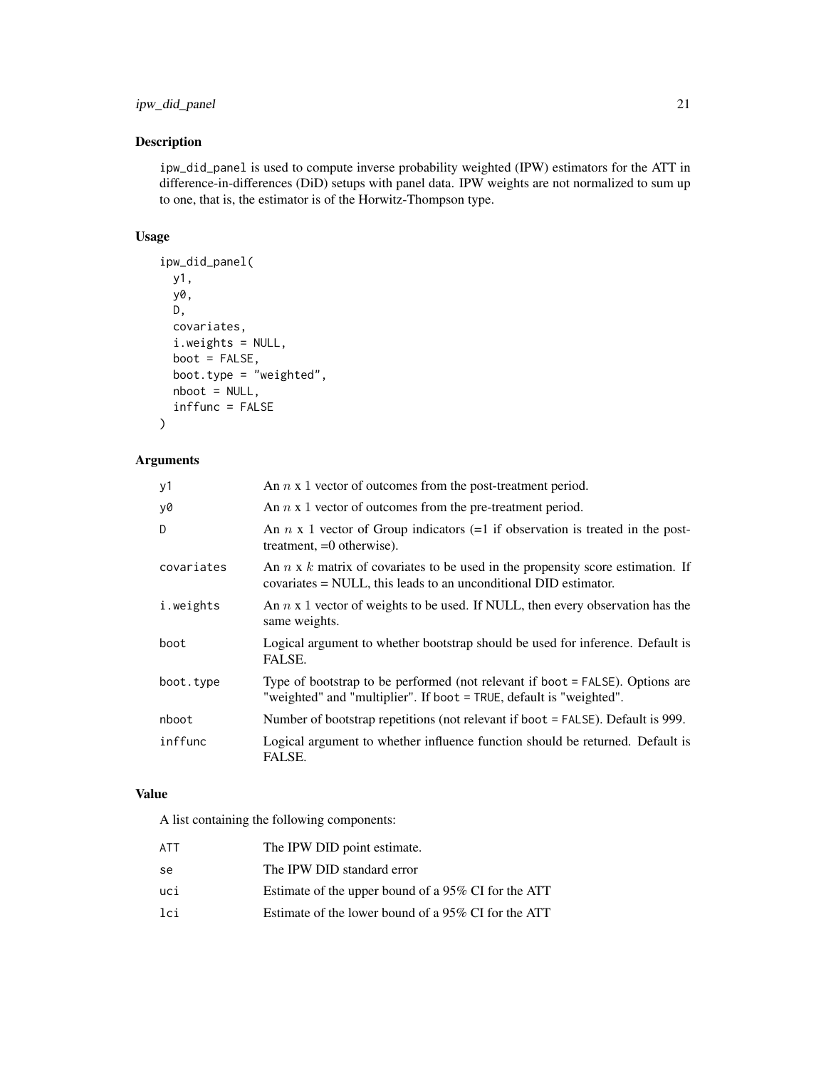## Description

ipw_did_panel is used to compute inverse probability weighted (IPW) estimators for the ATT in difference-in-differences (DiD) setups with panel data. IPW weights are not normalized to sum up to one, that is, the estimator is of the Horwitz-Thompson type.

## Usage

```
ipw_did_panel(
  y1,
  y0,
  D,
  covariates,
  i.weights = NULL,
  boot = FALSE,
  boot.type = "weighted",
  nboot = NULL,
  inffunc = FALSE
)
```

## Arguments

| | |
|---|---|
| y1 | An $n$ x 1 vector of outcomes from the post-treatment period. |
| y0 | An $n$ x 1 vector of outcomes from the pre-treatment period. |
| D | An $n$ x 1 vector of Group indicators (=1 if observation is treated in the post-treatment, =0 otherwise). |
| covariates | An $n$ x $k$ matrix of covariates to be used in the propensity score estimation. If covariates = NULL, this leads to an unconditional DID estimator. |
| i.weights | An $n$ x 1 vector of weights to be used. If NULL, then every observation has the same weights. |
| boot | Logical argument to whether bootstrap should be used for inference. Default is FALSE. |
| boot.type | Type of bootstrap to be performed (not relevant if boot = FALSE). Options are "weighted" and "multiplier". If boot = TRUE, default is "weighted". |
| nboot | Number of bootstrap repetitions (not relevant if boot = FALSE). Default is 999. |
| inffunc | Logical argument to whether influence function should be returned. Default is FALSE. |

## Value

A list containing the following components:

| | |
|---|---|
| ATT | The IPW DID point estimate. |
| se | The IPW DID standard error |
| uci | Estimate of the upper bound of a 95% CI for the ATT |
| lci | Estimate of the lower bound of a 95% CI for the ATT |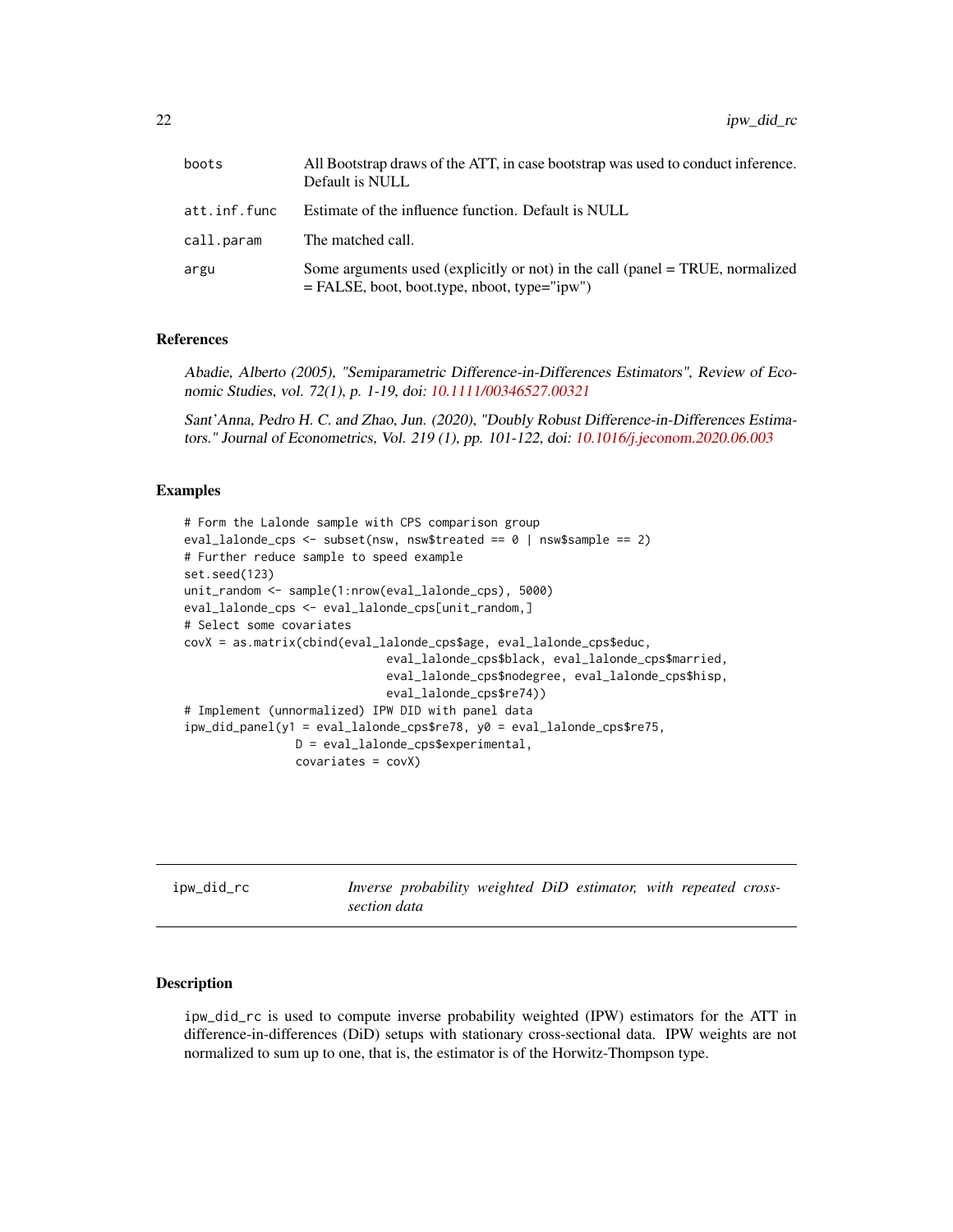| | |
|---|---|
| boots | All Bootstrap draws of the ATT, in case bootstrap was used to conduct inference. Default is NULL |
| att.inf.func | Estimate of the influence function. Default is NULL |
| call.param | The matched call. |
| argu | Some arguments used (explicitly or not) in the call (panel = TRUE, normalized = FALSE, boot, boot.type, nboot, type="ipw") |

### References

*Abadie, Alberto (2005), "Semiparametric Difference-in-Differences Estimators", Review of Economic Studies, vol. 72(1), p. 1-19, doi: 10.1111/00346527.00321*

*Sant'Anna, Pedro H. C. and Zhao, Jun. (2020), "Doubly Robust Difference-in-Differences Estimators." Journal of Econometrics, Vol. 219 (1), pp. 101-122, doi: 10.1016/j.jeconom.2020.06.003*

### Examples

```
# Form the Lalonde sample with CPS comparison group
eval_lalonde_cps <- subset(nsw, nsw$treated == 0 | nsw$sample == 2)
# Further reduce sample to speed example
set.seed(123)
unit_random <- sample(1:nrow(eval_lalonde_cps), 5000)
eval_lalonde_cps <- eval_lalonde_cps[unit_random,]
# Select some covariates
covX = as.matrix(cbind(eval_lalonde_cps$age, eval_lalonde_cps$educ,
                             eval_lalonde_cps$black, eval_lalonde_cps$married,
                             eval_lalonde_cps$nodegree, eval_lalonde_cps$hisp,
                             eval_lalonde_cps$re74))
# Implement (unnormalized) IPW DID with panel data
ipw_did_panel(y1 = eval_lalonde_cps$re78, y0 = eval_lalonde_cps$re75,
                D = eval_lalonde_cps$experimental,
                covariates = covX)
```

---

## ipw_did_rc — *Inverse probability weighted DiD estimator, with repeated cross-section data*

---

### Description

ipw_did_rc is used to compute inverse probability weighted (IPW) estimators for the ATT in difference-in-differences (DiD) setups with stationary cross-sectional data. IPW weights are not normalized to sum up to one, that is, the estimator is of the Horwitz-Thompson type.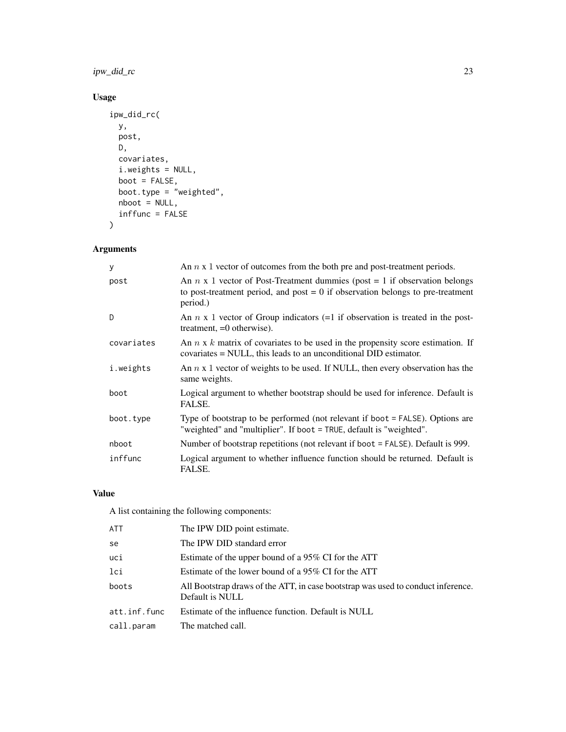## Usage

```
ipw_did_rc(
  y,
  post,
  D,
  covariates,
  i.weights = NULL,
  boot = FALSE,
  boot.type = "weighted",
  nboot = NULL,
  inffunc = FALSE
)
```

## Arguments

| | |
|---|---|
| y | An $n$ x 1 vector of outcomes from the both pre and post-treatment periods. |
| post | An $n$ x 1 vector of Post-Treatment dummies (post = 1 if observation belongs to post-treatment period, and post = 0 if observation belongs to pre-treatment period.) |
| D | An $n$ x 1 vector of Group indicators (=1 if observation is treated in the post-treatment, =0 otherwise). |
| covariates | An $n$ x $k$ matrix of covariates to be used in the propensity score estimation. If covariates = NULL, this leads to an unconditional DID estimator. |
| i.weights | An $n$ x 1 vector of weights to be used. If NULL, then every observation has the same weights. |
| boot | Logical argument to whether bootstrap should be used for inference. Default is FALSE. |
| boot.type | Type of bootstrap to be performed (not relevant if boot = FALSE). Options are "weighted" and "multiplier". If boot = TRUE, default is "weighted". |
| nboot | Number of bootstrap repetitions (not relevant if boot = FALSE). Default is 999. |
| inffunc | Logical argument to whether influence function should be returned. Default is FALSE. |

## Value

A list containing the following components:

| | |
|---|---|
| ATT | The IPW DID point estimate. |
| se | The IPW DID standard error |
| uci | Estimate of the upper bound of a 95% CI for the ATT |
| lci | Estimate of the lower bound of a 95% CI for the ATT |
| boots | All Bootstrap draws of the ATT, in case bootstrap was used to conduct inference. Default is NULL |
| att.inf.func | Estimate of the influence function. Default is NULL |
| call.param | The matched call. |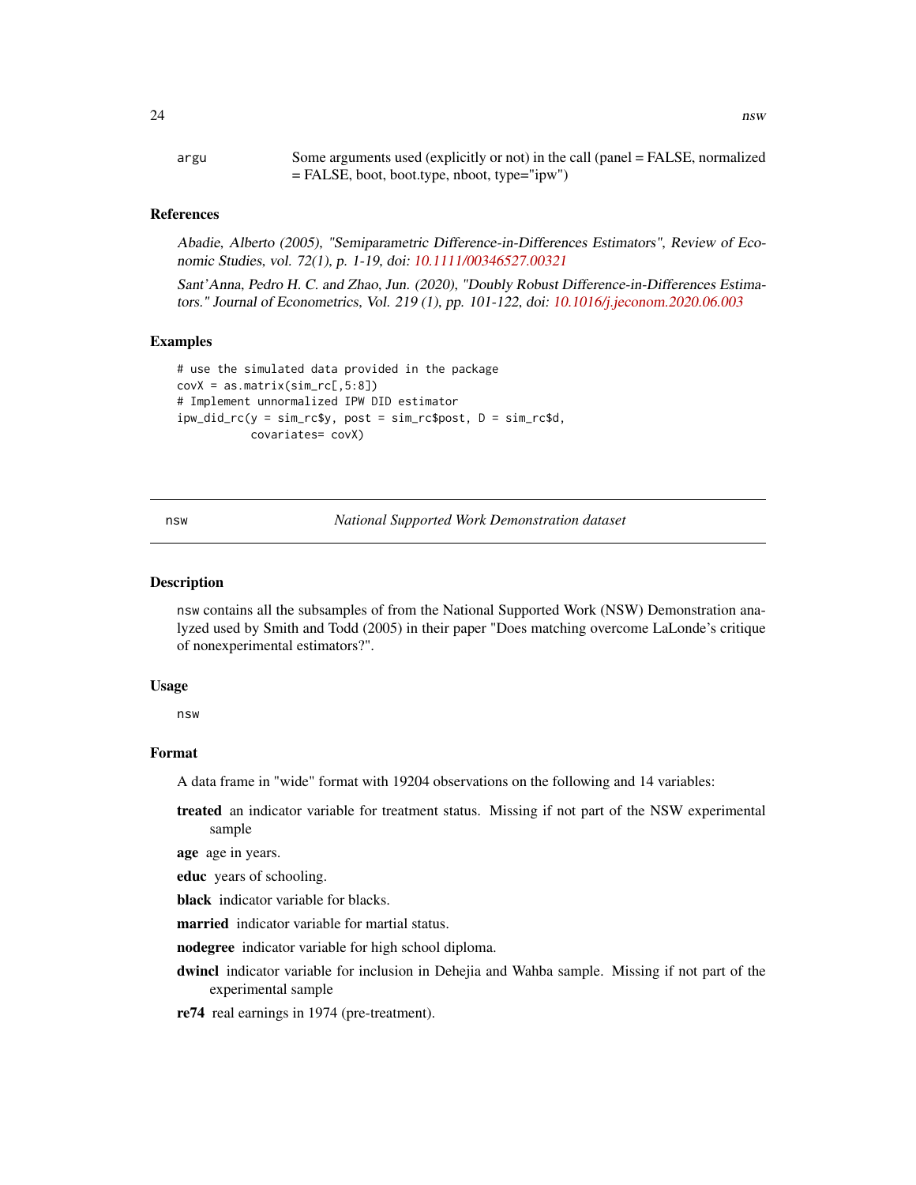argu    Some arguments used (explicitly or not) in the call (panel = FALSE, normalized = FALSE, boot, boot.type, nboot, type="ipw")

### References

*Abadie, Alberto (2005), "Semiparametric Difference-in-Differences Estimators", Review of Economic Studies, vol. 72(1), p. 1-19, doi: 10.1111/00346527.00321*

*Sant'Anna, Pedro H. C. and Zhao, Jun. (2020), "Doubly Robust Difference-in-Differences Estimators." Journal of Econometrics, Vol. 219 (1), pp. 101-122, doi: 10.1016/j.jeconom.2020.06.003*

### Examples

```
# use the simulated data provided in the package
covX = as.matrix(sim_rc[,5:8])
# Implement unnormalized IPW DID estimator
ipw_did_rc(y = sim_rc$y, post = sim_rc$post, D = sim_rc$d,
           covariates= covX)
```

---

## nsw    *National Supported Work Demonstration dataset*

### Description

nsw contains all the subsamples of from the National Supported Work (NSW) Demonstration analyzed used by Smith and Todd (2005) in their paper "Does matching overcome LaLonde's critique of nonexperimental estimators?".

### Usage

```
nsw
```

### Format

A data frame in "wide" format with 19204 observations on the following and 14 variables:

**treated** an indicator variable for treatment status. Missing if not part of the NSW experimental sample

**age** age in years.

**educ** years of schooling.

**black** indicator variable for blacks.

**married** indicator variable for martial status.

**nodegree** indicator variable for high school diploma.

**dwincl** indicator variable for inclusion in Dehejia and Wahba sample. Missing if not part of the experimental sample

**re74** real earnings in 1974 (pre-treatment).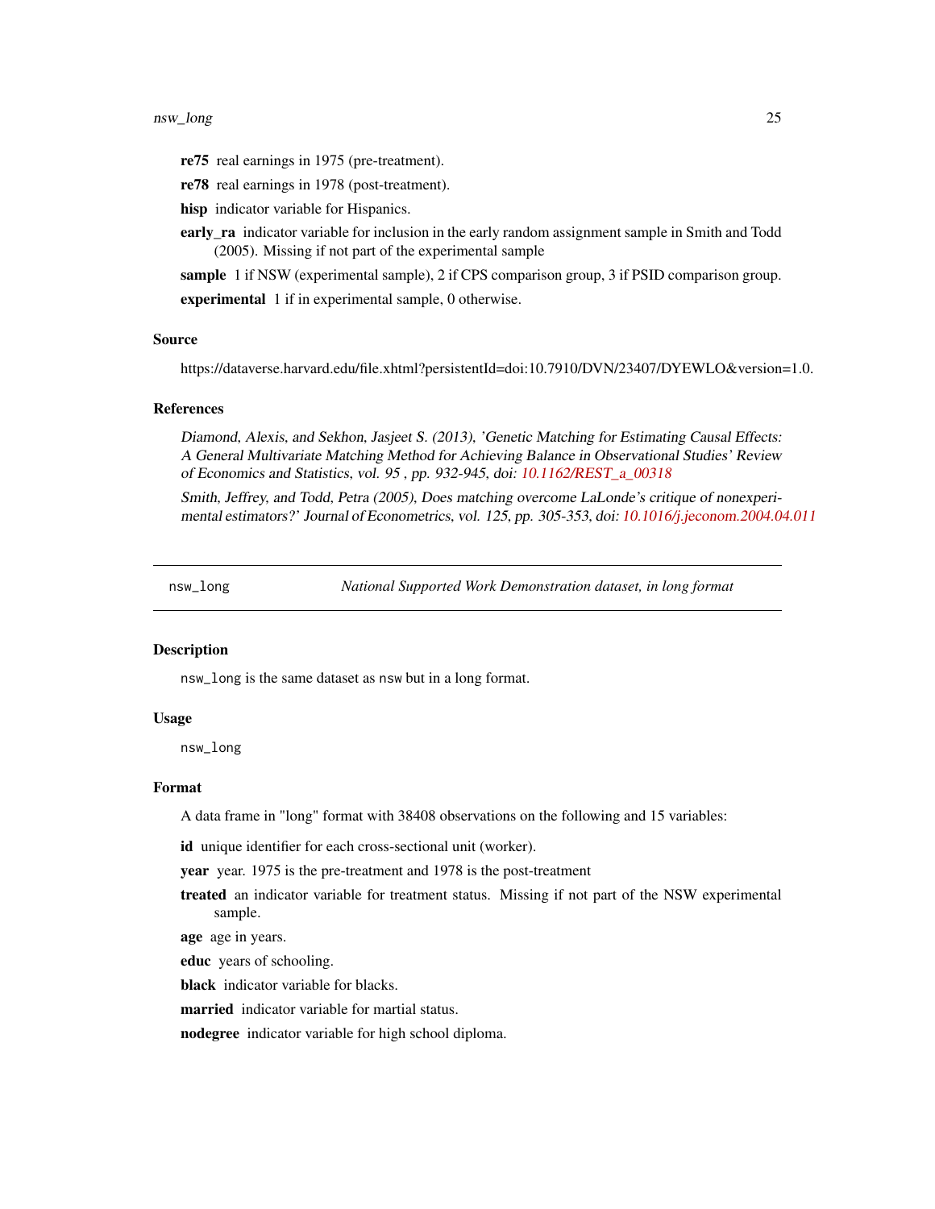**re75** real earnings in 1975 (pre-treatment).

**re78** real earnings in 1978 (post-treatment).

**hisp** indicator variable for Hispanics.

**early_ra** indicator variable for inclusion in the early random assignment sample in Smith and Todd (2005). Missing if not part of the experimental sample

**sample** 1 if NSW (experimental sample), 2 if CPS comparison group, 3 if PSID comparison group.

**experimental** 1 if in experimental sample, 0 otherwise.

### Source

https://dataverse.harvard.edu/file.xhtml?persistentId=doi:10.7910/DVN/23407/DYEWLO&version=1.0.

### References

*Diamond, Alexis, and Sekhon, Jasjeet S. (2013), 'Genetic Matching for Estimating Causal Effects: A General Multivariate Matching Method for Achieving Balance in Observational Studies' Review of Economics and Statistics, vol. 95 , pp. 932-945, doi: 10.1162/REST_a_00318*

*Smith, Jeffrey, and Todd, Petra (2005), Does matching overcome LaLonde's critique of nonexperimental estimators?' Journal of Econometrics, vol. 125, pp. 305-353, doi: 10.1016/j.jeconom.2004.04.011*

---

## nsw_long — *National Supported Work Demonstration dataset, in long format*

### Description

`nsw_long` is the same dataset as `nsw` but in a long format.

### Usage

```
nsw_long
```

### Format

A data frame in "long" format with 38408 observations on the following and 15 variables:

**id** unique identifier for each cross-sectional unit (worker).

**year** year. 1975 is the pre-treatment and 1978 is the post-treatment

**treated** an indicator variable for treatment status. Missing if not part of the NSW experimental sample.

**age** age in years.

**educ** years of schooling.

**black** indicator variable for blacks.

**married** indicator variable for martial status.

**nodegree** indicator variable for high school diploma.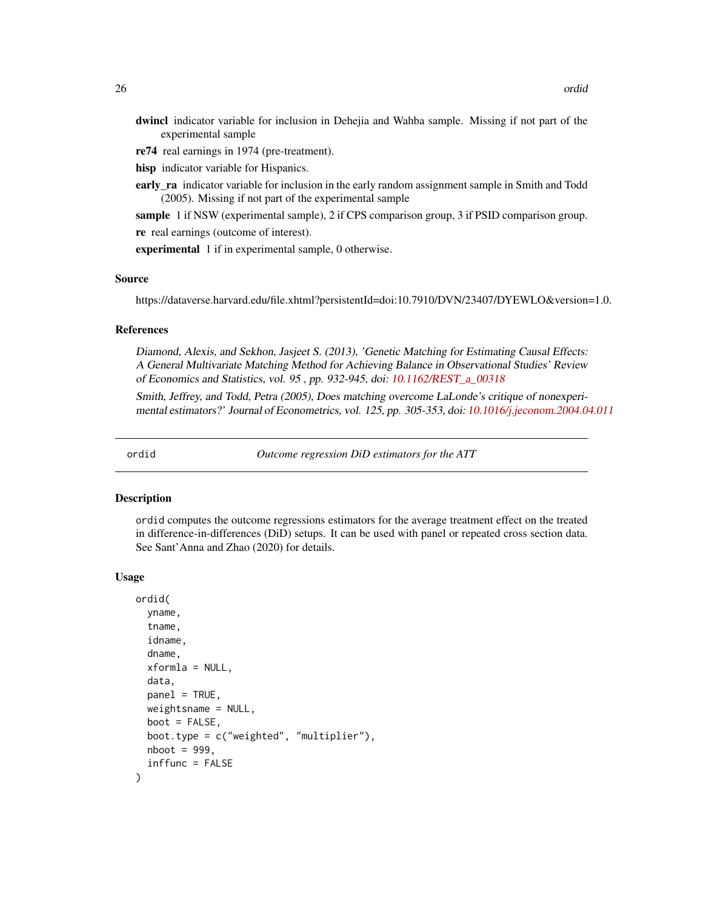**dwincl** indicator variable for inclusion in Dehejia and Wahba sample. Missing if not part of the experimental sample

**re74** real earnings in 1974 (pre-treatment).

**hisp** indicator variable for Hispanics.

**early_ra** indicator variable for inclusion in the early random assignment sample in Smith and Todd (2005). Missing if not part of the experimental sample

**sample** 1 if NSW (experimental sample), 2 if CPS comparison group, 3 if PSID comparison group.

**re** real earnings (outcome of interest).

**experimental** 1 if in experimental sample, 0 otherwise.

### Source

https://dataverse.harvard.edu/file.xhtml?persistentId=doi:10.7910/DVN/23407/DYEWLO&version=1.0.

### References

*Diamond, Alexis, and Sekhon, Jasjeet S. (2013), 'Genetic Matching for Estimating Causal Effects: A General Multivariate Matching Method for Achieving Balance in Observational Studies' Review of Economics and Statistics, vol. 95 , pp. 932-945, doi: 10.1162/REST_a_00318*

*Smith, Jeffrey, and Todd, Petra (2005), Does matching overcome LaLonde's critique of nonexperimental estimators?' Journal of Econometrics, vol. 125, pp. 305-353, doi: 10.1016/j.jeconom.2004.04.011*

---

## ordid — *Outcome regression DiD estimators for the ATT*

### Description

`ordid` computes the outcome regressions estimators for the average treatment effect on the treated in difference-in-differences (DiD) setups. It can be used with panel or repeated cross section data. See Sant'Anna and Zhao (2020) for details.

### Usage

```
ordid(
  yname,
  tname,
  idname,
  dname,
  xformla = NULL,
  data,
  panel = TRUE,
  weightsname = NULL,
  boot = FALSE,
  boot.type = c("weighted", "multiplier"),
  nboot = 999,
  inffunc = FALSE
)
```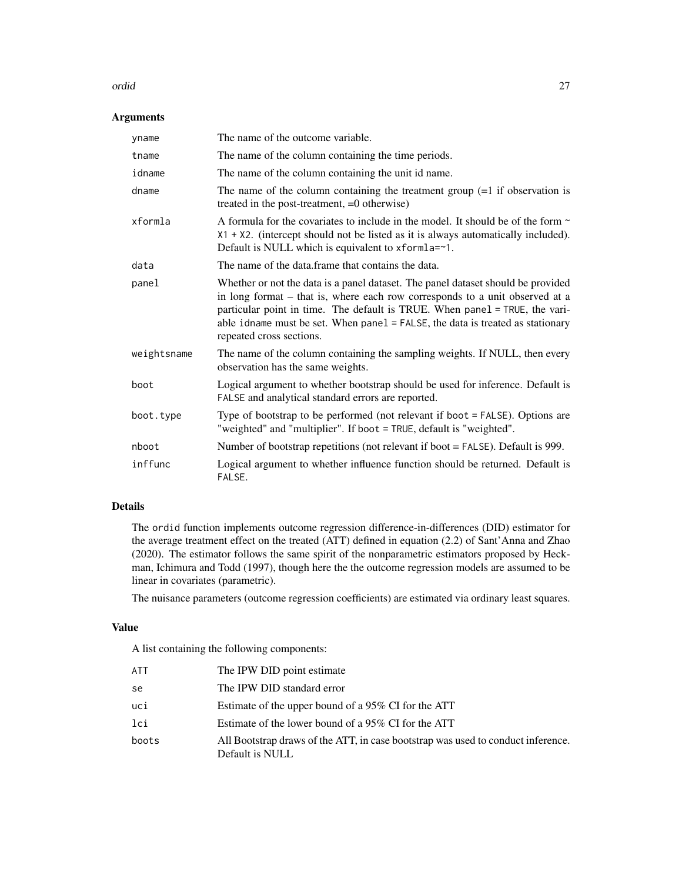### Arguments

| | |
|---|---|
| `yname` | The name of the outcome variable. |
| `tname` | The name of the column containing the time periods. |
| `idname` | The name of the column containing the unit id name. |
| `dname` | The name of the column containing the treatment group (=1 if observation is treated in the post-treatment, =0 otherwise) |
| `xformla` | A formula for the covariates to include in the model. It should be of the form `~ X1 + X2`. (intercept should not be listed as it is always automatically included). Default is NULL which is equivalent to `xformla=~1`. |
| `data` | The name of the data.frame that contains the data. |
| `panel` | Whether or not the data is a panel dataset. The panel dataset should be provided in long format – that is, where each row corresponds to a unit observed at a particular point in time. The default is TRUE. When `panel = TRUE`, the variable `idname` must be set. When `panel = FALSE`, the data is treated as stationary repeated cross sections. |
| `weightsname` | The name of the column containing the sampling weights. If NULL, then every observation has the same weights. |
| `boot` | Logical argument to whether bootstrap should be used for inference. Default is `FALSE` and analytical standard errors are reported. |
| `boot.type` | Type of bootstrap to be performed (not relevant if `boot = FALSE`). Options are "weighted" and "multiplier". If `boot = TRUE`, default is "weighted". |
| `nboot` | Number of bootstrap repetitions (not relevant if boot = `FALSE`). Default is 999. |
| `inffunc` | Logical argument to whether influence function should be returned. Default is `FALSE`. |

### Details

The `ordid` function implements outcome regression difference-in-differences (DID) estimator for the average treatment effect on the treated (ATT) defined in equation (2.2) of Sant'Anna and Zhao (2020). The estimator follows the same spirit of the nonparametric estimators proposed by Heckman, Ichimura and Todd (1997), though here the the outcome regression models are assumed to be linear in covariates (parametric).

The nuisance parameters (outcome regression coefficients) are estimated via ordinary least squares.

### Value

A list containing the following components:

| | |
|---|---|
| `ATT` | The IPW DID point estimate |
| `se` | The IPW DID standard error |
| `uci` | Estimate of the upper bound of a 95% CI for the ATT |
| `lci` | Estimate of the lower bound of a 95% CI for the ATT |
| `boots` | All Bootstrap draws of the ATT, in case bootstrap was used to conduct inference. Default is NULL |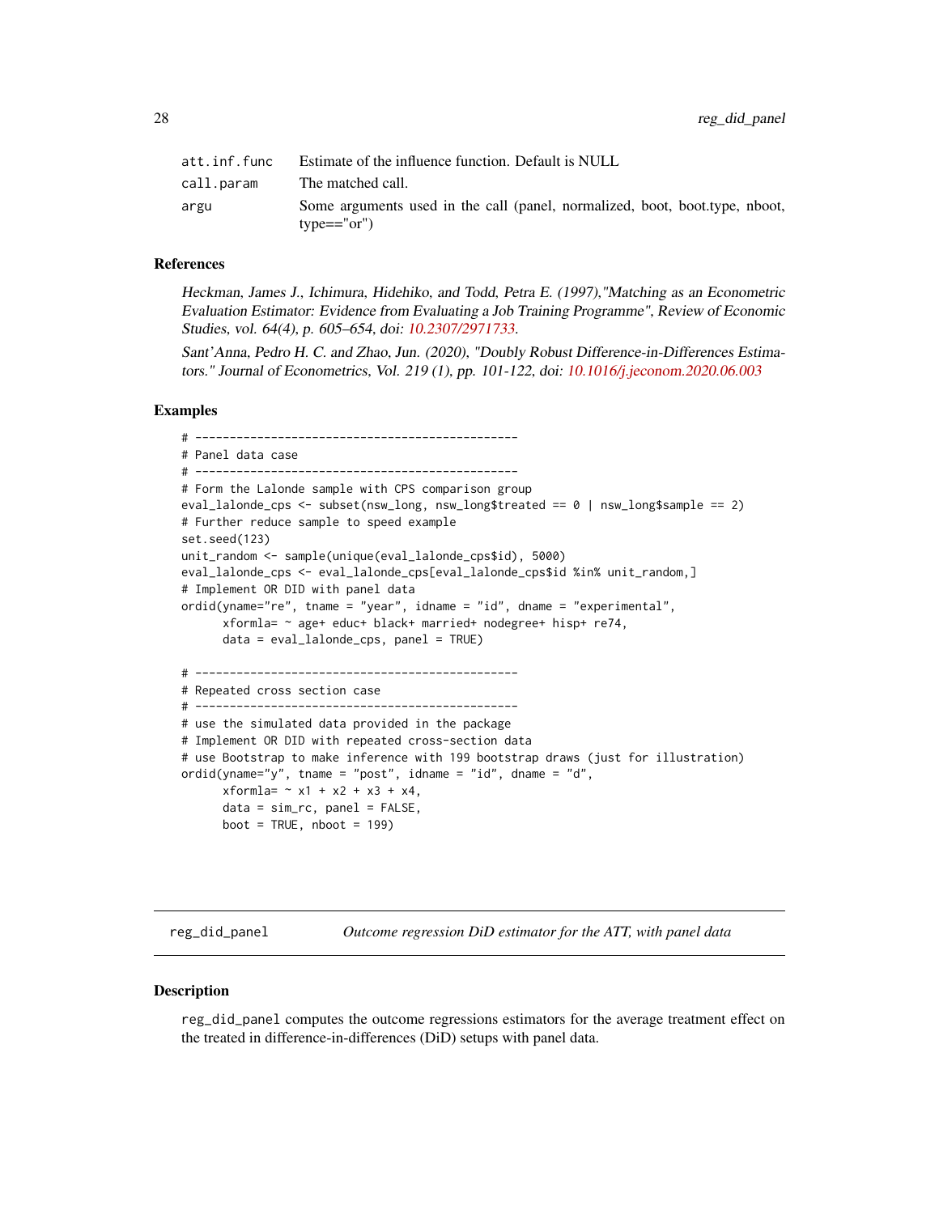| | |
|---|---|
| att.inf.func | Estimate of the influence function. Default is NULL |
| call.param | The matched call. |
| argu | Some arguments used in the call (panel, normalized, boot, boot.type, nboot, type=="or") |

### References

*Heckman, James J., Ichimura, Hidehiko, and Todd, Petra E. (1997),"Matching as an Econometric Evaluation Estimator: Evidence from Evaluating a Job Training Programme", Review of Economic Studies, vol. 64(4), p. 605–654, doi: 10.2307/2971733.*

*Sant'Anna, Pedro H. C. and Zhao, Jun. (2020), "Doubly Robust Difference-in-Differences Estimators." Journal of Econometrics, Vol. 219 (1), pp. 101-122, doi: 10.1016/j.jeconom.2020.06.003*

### Examples

```
# -----------------------------------------------
# Panel data case
# -----------------------------------------------
# Form the Lalonde sample with CPS comparison group
eval_lalonde_cps <- subset(nsw_long, nsw_long$treated == 0 | nsw_long$sample == 2)
# Further reduce sample to speed example
set.seed(123)
unit_random <- sample(unique(eval_lalonde_cps$id), 5000)
eval_lalonde_cps <- eval_lalonde_cps[eval_lalonde_cps$id %in% unit_random,]
# Implement OR DID with panel data
ordid(yname="re", tname = "year", idname = "id", dname = "experimental",
      xformla= ~ age+ educ+ black+ married+ nodegree+ hisp+ re74,
      data = eval_lalonde_cps, panel = TRUE)

# -----------------------------------------------
# Repeated cross section case
# -----------------------------------------------
# use the simulated data provided in the package
# Implement OR DID with repeated cross-section data
# use Bootstrap to make inference with 199 bootstrap draws (just for illustration)
ordid(yname="y", tname = "post", idname = "id", dname = "d",
      xformla= ~ x1 + x2 + x3 + x4,
      data = sim_rc, panel = FALSE,
      boot = TRUE, nboot = 199)
```

---

## reg_did_panel — *Outcome regression DiD estimator for the ATT, with panel data*

### Description

reg_did_panel computes the outcome regressions estimators for the average treatment effect on the treated in difference-in-differences (DiD) setups with panel data.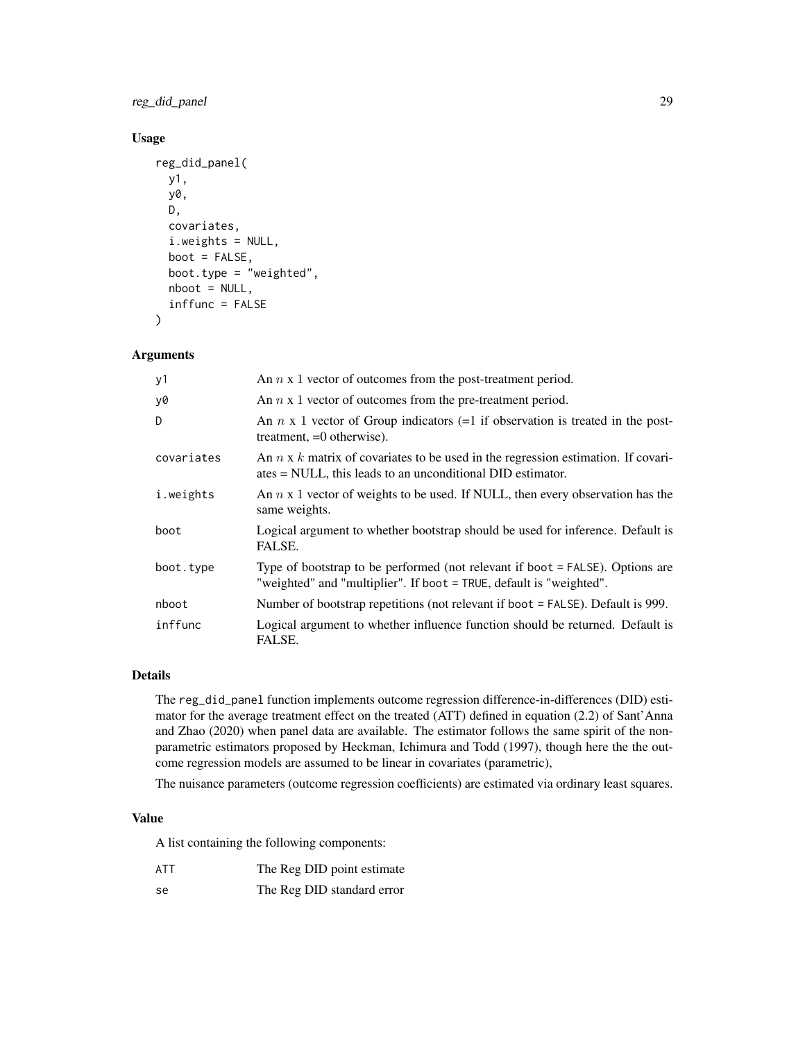## Usage

```
reg_did_panel(
  y1,
  y0,
  D,
  covariates,
  i.weights = NULL,
  boot = FALSE,
  boot.type = "weighted",
  nboot = NULL,
  inffunc = FALSE
)
```

## Arguments

| | |
|---|---|
| y1 | An $n$ x 1 vector of outcomes from the post-treatment period. |
| y0 | An $n$ x 1 vector of outcomes from the pre-treatment period. |
| D | An $n$ x 1 vector of Group indicators (=1 if observation is treated in the post-treatment, =0 otherwise). |
| covariates | An $n$ x $k$ matrix of covariates to be used in the regression estimation. If covariates = NULL, this leads to an unconditional DID estimator. |
| i.weights | An $n$ x 1 vector of weights to be used. If NULL, then every observation has the same weights. |
| boot | Logical argument to whether bootstrap should be used for inference. Default is FALSE. |
| boot.type | Type of bootstrap to be performed (not relevant if boot = FALSE). Options are "weighted" and "multiplier". If boot = TRUE, default is "weighted". |
| nboot | Number of bootstrap repetitions (not relevant if boot = FALSE). Default is 999. |
| inffunc | Logical argument to whether influence function should be returned. Default is FALSE. |

## Details

The reg_did_panel function implements outcome regression difference-in-differences (DID) estimator for the average treatment effect on the treated (ATT) defined in equation (2.2) of Sant'Anna and Zhao (2020) when panel data are available. The estimator follows the same spirit of the nonparametric estimators proposed by Heckman, Ichimura and Todd (1997), though here the the outcome regression models are assumed to be linear in covariates (parametric),

The nuisance parameters (outcome regression coefficients) are estimated via ordinary least squares.

## Value

A list containing the following components:

| | |
|---|---|
| ATT | The Reg DID point estimate |
| se | The Reg DID standard error |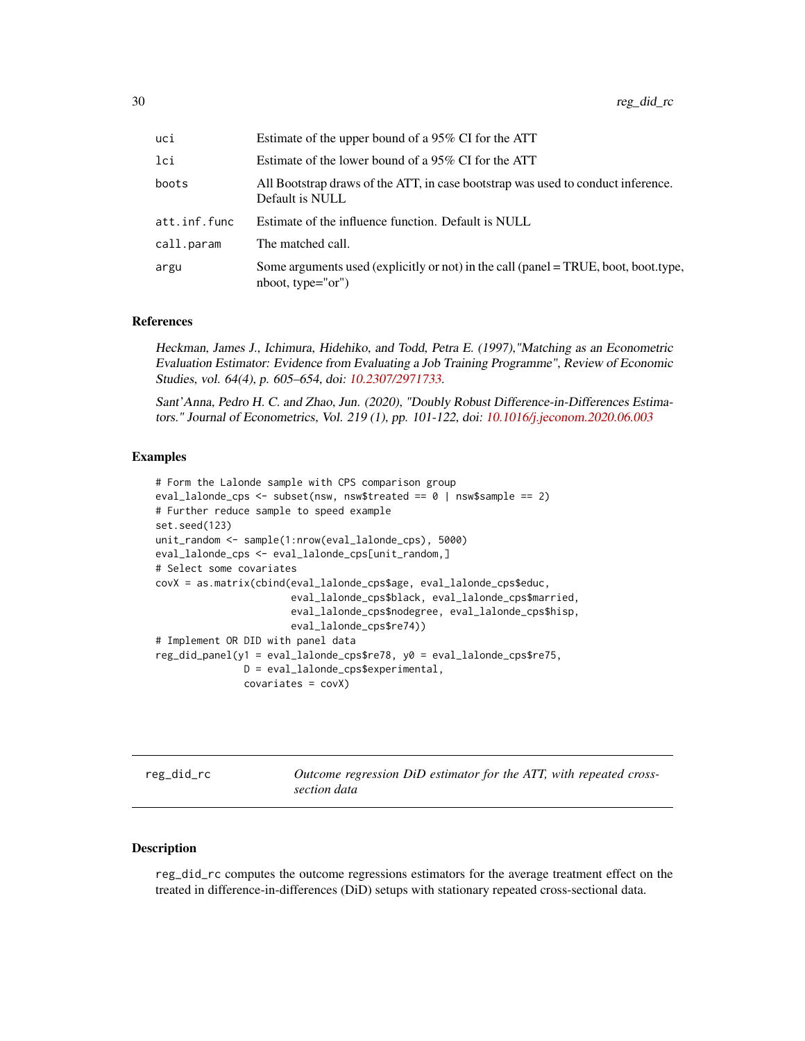| | |
|---|---|
| uci | Estimate of the upper bound of a 95% CI for the ATT |
| lci | Estimate of the lower bound of a 95% CI for the ATT |
| boots | All Bootstrap draws of the ATT, in case bootstrap was used to conduct inference. Default is NULL |
| att.inf.func | Estimate of the influence function. Default is NULL |
| call.param | The matched call. |
| argu | Some arguments used (explicitly or not) in the call (panel = TRUE, boot, boot.type, nboot, type="or") |

### References

*Heckman, James J., Ichimura, Hidehiko, and Todd, Petra E. (1997),"Matching as an Econometric Evaluation Estimator: Evidence from Evaluating a Job Training Programme", Review of Economic Studies, vol. 64(4), p. 605–654, doi: 10.2307/2971733.*

*Sant'Anna, Pedro H. C. and Zhao, Jun. (2020), "Doubly Robust Difference-in-Differences Estimators." Journal of Econometrics, Vol. 219 (1), pp. 101-122, doi: 10.1016/j.jeconom.2020.06.003*

### Examples

```
# Form the Lalonde sample with CPS comparison group
eval_lalonde_cps <- subset(nsw, nsw$treated == 0 | nsw$sample == 2)
# Further reduce sample to speed example
set.seed(123)
unit_random <- sample(1:nrow(eval_lalonde_cps), 5000)
eval_lalonde_cps <- eval_lalonde_cps[unit_random,]
# Select some covariates
covX = as.matrix(cbind(eval_lalonde_cps$age, eval_lalonde_cps$educ,
                       eval_lalonde_cps$black, eval_lalonde_cps$married,
                       eval_lalonde_cps$nodegree, eval_lalonde_cps$hisp,
                       eval_lalonde_cps$re74))
# Implement OR DID with panel data
reg_did_panel(y1 = eval_lalonde_cps$re78, y0 = eval_lalonde_cps$re75,
               D = eval_lalonde_cps$experimental,
               covariates = covX)
```

---

## reg_did_rc — *Outcome regression DiD estimator for the ATT, with repeated cross-section data*

### Description

reg_did_rc computes the outcome regressions estimators for the average treatment effect on the treated in difference-in-differences (DiD) setups with stationary repeated cross-sectional data.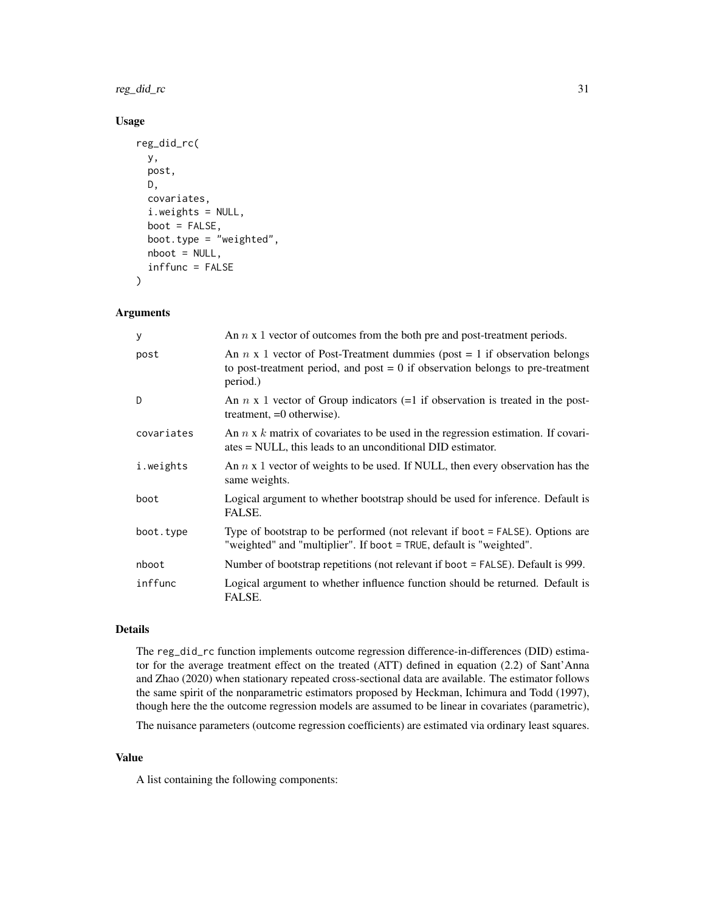## Usage

```
reg_did_rc(
  y,
  post,
  D,
  covariates,
  i.weights = NULL,
  boot = FALSE,
  boot.type = "weighted",
  nboot = NULL,
  inffunc = FALSE
)
```

## Arguments

| | |
|---|---|
| y | An $n$ x 1 vector of outcomes from the both pre and post-treatment periods. |
| post | An $n$ x 1 vector of Post-Treatment dummies (post = 1 if observation belongs to post-treatment period, and post = 0 if observation belongs to pre-treatment period.) |
| D | An $n$ x 1 vector of Group indicators (=1 if observation is treated in the post-treatment, =0 otherwise). |
| covariates | An $n$ x $k$ matrix of covariates to be used in the regression estimation. If covariates = NULL, this leads to an unconditional DID estimator. |
| i.weights | An $n$ x 1 vector of weights to be used. If NULL, then every observation has the same weights. |
| boot | Logical argument to whether bootstrap should be used for inference. Default is FALSE. |
| boot.type | Type of bootstrap to be performed (not relevant if boot = FALSE). Options are "weighted" and "multiplier". If boot = TRUE, default is "weighted". |
| nboot | Number of bootstrap repetitions (not relevant if boot = FALSE). Default is 999. |
| inffunc | Logical argument to whether influence function should be returned. Default is FALSE. |

## Details

The reg_did_rc function implements outcome regression difference-in-differences (DID) estimator for the average treatment effect on the treated (ATT) defined in equation (2.2) of Sant'Anna and Zhao (2020) when stationary repeated cross-sectional data are available. The estimator follows the same spirit of the nonparametric estimators proposed by Heckman, Ichimura and Todd (1997), though here the the outcome regression models are assumed to be linear in covariates (parametric),

The nuisance parameters (outcome regression coefficients) are estimated via ordinary least squares.

## Value

A list containing the following components: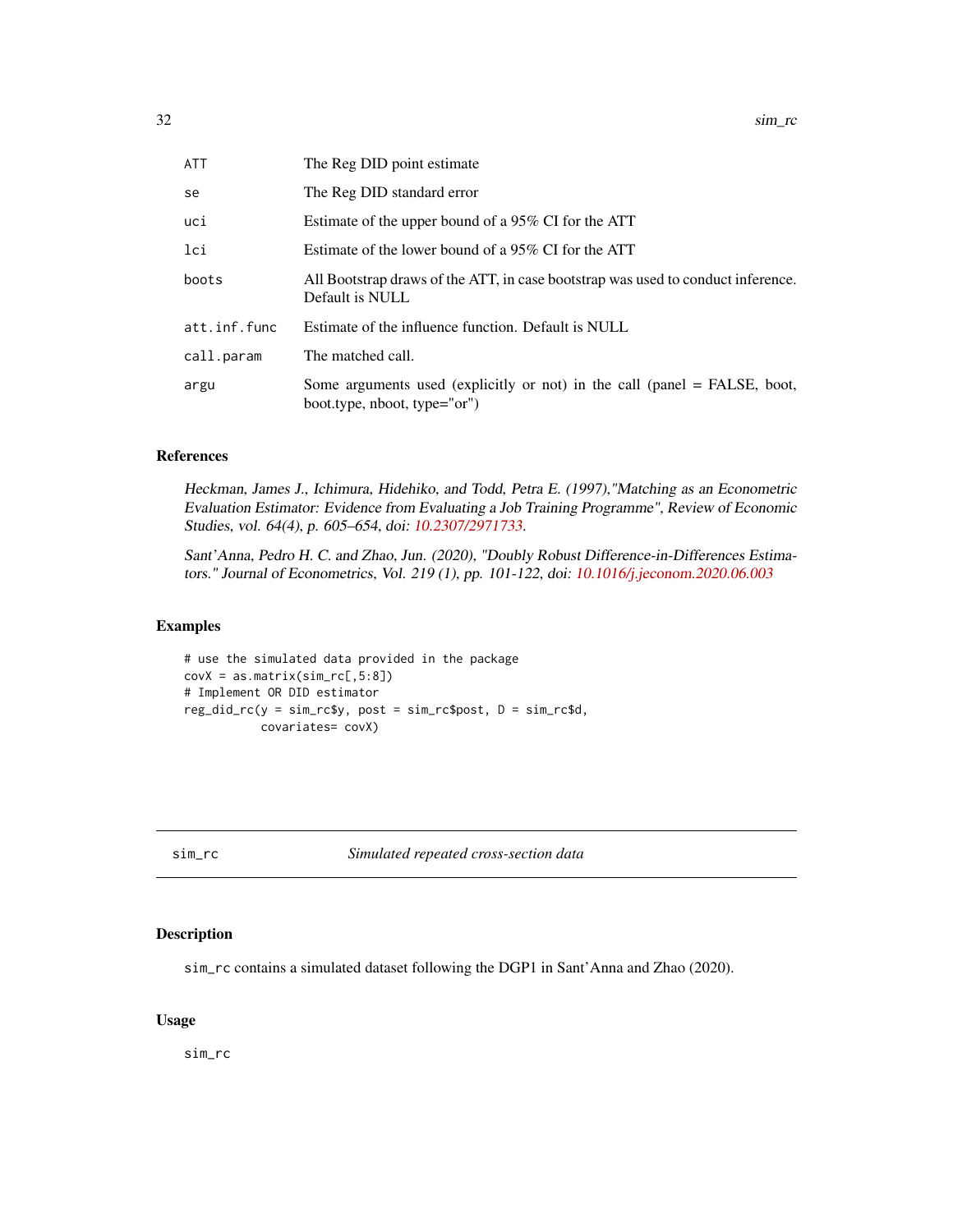| | |
|---|---|
| `ATT` | The Reg DID point estimate |
| `se` | The Reg DID standard error |
| `uci` | Estimate of the upper bound of a 95% CI for the ATT |
| `lci` | Estimate of the lower bound of a 95% CI for the ATT |
| `boots` | All Bootstrap draws of the ATT, in case bootstrap was used to conduct inference. Default is NULL |
| `att.inf.func` | Estimate of the influence function. Default is NULL |
| `call.param` | The matched call. |
| `argu` | Some arguments used (explicitly or not) in the call (panel = FALSE, boot, boot.type, nboot, type="or") |

### References

*Heckman, James J., Ichimura, Hidehiko, and Todd, Petra E. (1997),"Matching as an Econometric Evaluation Estimator: Evidence from Evaluating a Job Training Programme", Review of Economic Studies, vol. 64(4), p. 605–654, doi: 10.2307/2971733.*

*Sant'Anna, Pedro H. C. and Zhao, Jun. (2020), "Doubly Robust Difference-in-Differences Estimators." Journal of Econometrics, Vol. 219 (1), pp. 101-122, doi: 10.1016/j.jeconom.2020.06.003*

### Examples

```
# use the simulated data provided in the package
covX = as.matrix(sim_rc[,5:8])
# Implement OR DID estimator
reg_did_rc(y = sim_rc$y, post = sim_rc$post, D = sim_rc$d,
           covariates= covX)
```

---

## `sim_rc` *Simulated repeated cross-section data*

### Description

`sim_rc` contains a simulated dataset following the DGP1 in Sant'Anna and Zhao (2020).

### Usage

```
sim_rc
```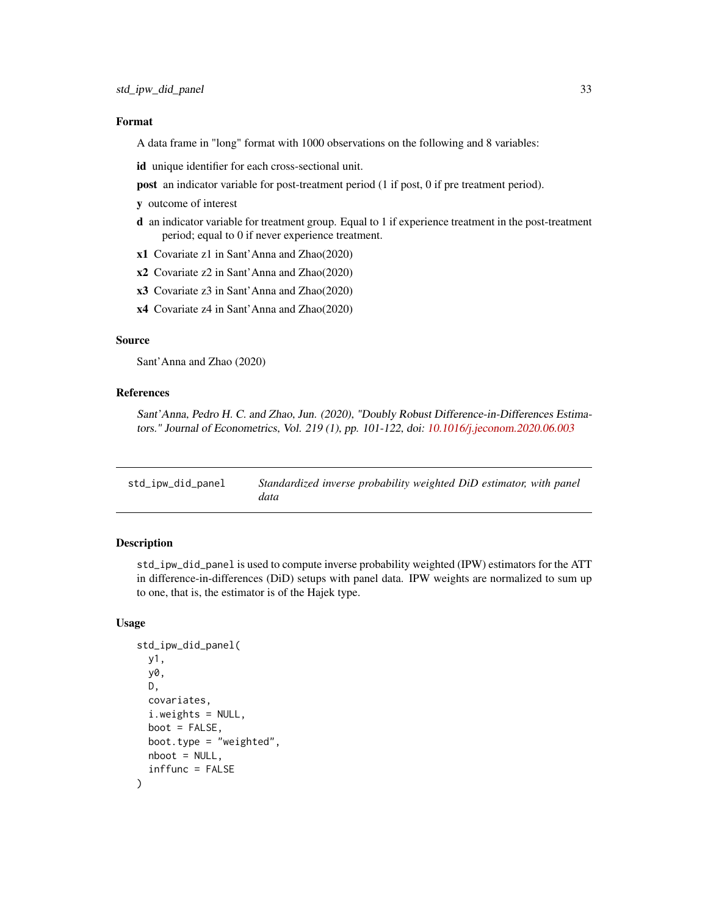### Format

A data frame in "long" format with 1000 observations on the following and 8 variables:

**id** unique identifier for each cross-sectional unit.

**post** an indicator variable for post-treatment period (1 if post, 0 if pre treatment period).

**y** outcome of interest

**d** an indicator variable for treatment group. Equal to 1 if experience treatment in the post-treatment period; equal to 0 if never experience treatment.

**x1** Covariate z1 in Sant'Anna and Zhao(2020)

**x2** Covariate z2 in Sant'Anna and Zhao(2020)

**x3** Covariate z3 in Sant'Anna and Zhao(2020)

**x4** Covariate z4 in Sant'Anna and Zhao(2020)

### Source

Sant'Anna and Zhao (2020)

### References

*Sant'Anna, Pedro H. C. and Zhao, Jun. (2020), "Doubly Robust Difference-in-Differences Estimators." Journal of Econometrics, Vol. 219 (1), pp. 101-122, doi: 10.1016/j.jeconom.2020.06.003*

---

## std_ipw_did_panel — *Standardized inverse probability weighted DiD estimator, with panel data*

---

### Description

`std_ipw_did_panel` is used to compute inverse probability weighted (IPW) estimators for the ATT in difference-in-differences (DiD) setups with panel data. IPW weights are normalized to sum up to one, that is, the estimator is of the Hajek type.

### Usage

```
std_ipw_did_panel(
  y1,
  y0,
  D,
  covariates,
  i.weights = NULL,
  boot = FALSE,
  boot.type = "weighted",
  nboot = NULL,
  inffunc = FALSE
)
```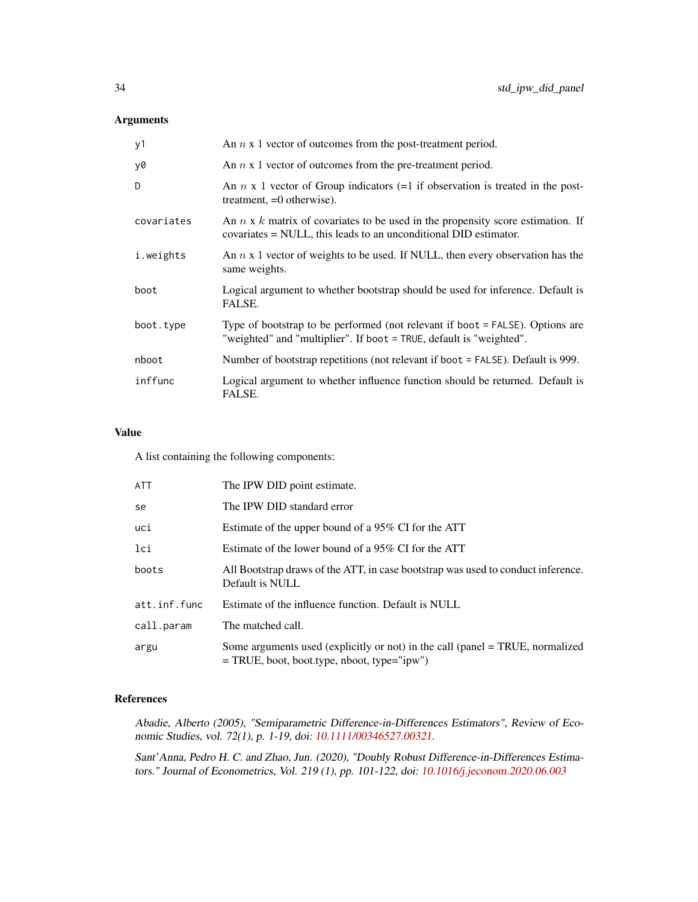## Arguments

| | |
|---|---|
| `y1` | An $n$ x 1 vector of outcomes from the post-treatment period. |
| `y0` | An $n$ x 1 vector of outcomes from the pre-treatment period. |
| `D` | An $n$ x 1 vector of Group indicators (=1 if observation is treated in the post-treatment, =0 otherwise). |
| `covariates` | An $n$ x $k$ matrix of covariates to be used in the propensity score estimation. If covariates = NULL, this leads to an unconditional DID estimator. |
| `i.weights` | An $n$ x 1 vector of weights to be used. If NULL, then every observation has the same weights. |
| `boot` | Logical argument to whether bootstrap should be used for inference. Default is FALSE. |
| `boot.type` | Type of bootstrap to be performed (not relevant if `boot = FALSE`). Options are "weighted" and "multiplier". If `boot = TRUE`, default is "weighted". |
| `nboot` | Number of bootstrap repetitions (not relevant if `boot = FALSE`). Default is 999. |
| `inffunc` | Logical argument to whether influence function should be returned. Default is FALSE. |

## Value

A list containing the following components:

| | |
|---|---|
| `ATT` | The IPW DID point estimate. |
| `se` | The IPW DID standard error |
| `uci` | Estimate of the upper bound of a 95% CI for the ATT |
| `lci` | Estimate of the lower bound of a 95% CI for the ATT |
| `boots` | All Bootstrap draws of the ATT, in case bootstrap was used to conduct inference. Default is NULL |
| `att.inf.func` | Estimate of the influence function. Default is NULL |
| `call.param` | The matched call. |
| `argu` | Some arguments used (explicitly or not) in the call (panel = TRUE, normalized = TRUE, boot, boot.type, nboot, type="ipw") |

## References

*Abadie, Alberto (2005), "Semiparametric Difference-in-Differences Estimators", Review of Economic Studies, vol. 72(1), p. 1-19, doi: 10.1111/00346527.00321.*

*Sant'Anna, Pedro H. C. and Zhao, Jun. (2020), "Doubly Robust Difference-in-Differences Estimators." Journal of Econometrics, Vol. 219 (1), pp. 101-122, doi: 10.1016/j.jeconom.2020.06.003*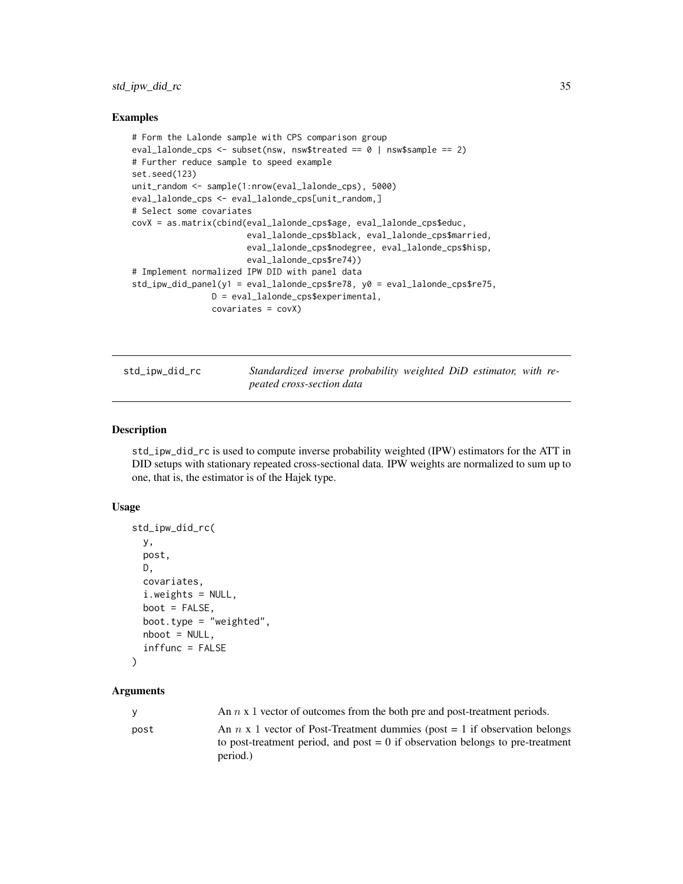## Examples

```
# Form the Lalonde sample with CPS comparison group
eval_lalonde_cps <- subset(nsw, nsw$treated == 0 | nsw$sample == 2)
# Further reduce sample to speed example
set.seed(123)
unit_random <- sample(1:nrow(eval_lalonde_cps), 5000)
eval_lalonde_cps <- eval_lalonde_cps[unit_random,]
# Select some covariates
covX = as.matrix(cbind(eval_lalonde_cps$age, eval_lalonde_cps$educ,
                       eval_lalonde_cps$black, eval_lalonde_cps$married,
                       eval_lalonde_cps$nodegree, eval_lalonde_cps$hisp,
                       eval_lalonde_cps$re74))
# Implement normalized IPW DID with panel data
std_ipw_did_panel(y1 = eval_lalonde_cps$re78, y0 = eval_lalonde_cps$re75,
                D = eval_lalonde_cps$experimental,
                covariates = covX)
```

---

# std_ipw_did_rc — *Standardized inverse probability weighted DiD estimator, with repeated cross-section data*

---

## Description

std_ipw_did_rc is used to compute inverse probability weighted (IPW) estimators for the ATT in DID setups with stationary repeated cross-sectional data. IPW weights are normalized to sum up to one, that is, the estimator is of the Hajek type.

## Usage

```
std_ipw_did_rc(
  y,
  post,
  D,
  covariates,
  i.weights = NULL,
  boot = FALSE,
  boot.type = "weighted",
  nboot = NULL,
  inffunc = FALSE
)
```

## Arguments

| | |
|---|---|
| y | An $n$ x 1 vector of outcomes from the both pre and post-treatment periods. |
| post | An $n$ x 1 vector of Post-Treatment dummies (post = 1 if observation belongs to post-treatment period, and post = 0 if observation belongs to pre-treatment period.) |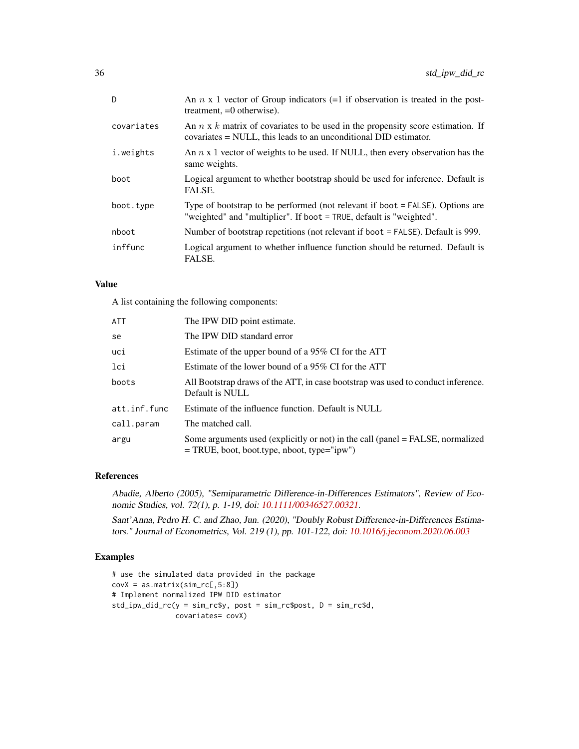| | |
|---|---|
| D | An $n$ x 1 vector of Group indicators (=1 if observation is treated in the post-treatment, =0 otherwise). |
| covariates | An $n$ x $k$ matrix of covariates to be used in the propensity score estimation. If covariates = NULL, this leads to an unconditional DID estimator. |
| i.weights | An $n$ x 1 vector of weights to be used. If NULL, then every observation has the same weights. |
| boot | Logical argument to whether bootstrap should be used for inference. Default is FALSE. |
| boot.type | Type of bootstrap to be performed (not relevant if `boot = FALSE`). Options are "weighted" and "multiplier". If `boot = TRUE`, default is "weighted". |
| nboot | Number of bootstrap repetitions (not relevant if `boot = FALSE`). Default is 999. |
| inffunc | Logical argument to whether influence function should be returned. Default is FALSE. |

## Value

A list containing the following components:

| | |
|---|---|
| ATT | The IPW DID point estimate. |
| se | The IPW DID standard error |
| uci | Estimate of the upper bound of a 95% CI for the ATT |
| lci | Estimate of the lower bound of a 95% CI for the ATT |
| boots | All Bootstrap draws of the ATT, in case bootstrap was used to conduct inference. Default is NULL |
| att.inf.func | Estimate of the influence function. Default is NULL |
| call.param | The matched call. |
| argu | Some arguments used (explicitly or not) in the call (panel = FALSE, normalized = TRUE, boot, boot.type, nboot, type="ipw") |

## References

*Abadie, Alberto (2005), "Semiparametric Difference-in-Differences Estimators", Review of Economic Studies, vol. 72(1), p. 1-19, doi: 10.1111/00346527.00321.*

*Sant'Anna, Pedro H. C. and Zhao, Jun. (2020), "Doubly Robust Difference-in-Differences Estimators." Journal of Econometrics, Vol. 219 (1), pp. 101-122, doi: 10.1016/j.jeconom.2020.06.003*

## Examples

```
# use the simulated data provided in the package
covX = as.matrix(sim_rc[,5:8])
# Implement normalized IPW DID estimator
std_ipw_did_rc(y = sim_rc$y, post = sim_rc$post, D = sim_rc$d,
               covariates= covX)
```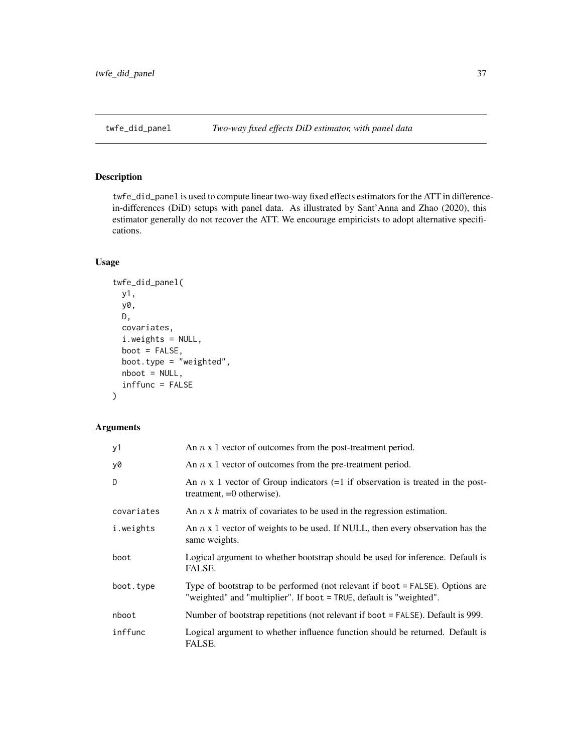## twfe_did_panel — *Two-way fixed effects DiD estimator, with panel data*

### Description

twfe_did_panel is used to compute linear two-way fixed effects estimators for the ATT in difference-in-differences (DiD) setups with panel data. As illustrated by Sant'Anna and Zhao (2020), this estimator generally do not recover the ATT. We encourage empiricists to adopt alternative specifications.

### Usage

```
twfe_did_panel(
  y1,
  y0,
  D,
  covariates,
  i.weights = NULL,
  boot = FALSE,
  boot.type = "weighted",
  nboot = NULL,
  inffunc = FALSE
)
```

### Arguments

| | |
|---|---|
| y1 | An $n$ x 1 vector of outcomes from the post-treatment period. |
| y0 | An $n$ x 1 vector of outcomes from the pre-treatment period. |
| D | An $n$ x 1 vector of Group indicators (=1 if observation is treated in the post-treatment, =0 otherwise). |
| covariates | An $n$ x $k$ matrix of covariates to be used in the regression estimation. |
| i.weights | An $n$ x 1 vector of weights to be used. If NULL, then every observation has the same weights. |
| boot | Logical argument to whether bootstrap should be used for inference. Default is FALSE. |
| boot.type | Type of bootstrap to be performed (not relevant if boot = FALSE). Options are "weighted" and "multiplier". If boot = TRUE, default is "weighted". |
| nboot | Number of bootstrap repetitions (not relevant if boot = FALSE). Default is 999. |
| inffunc | Logical argument to whether influence function should be returned. Default is FALSE. |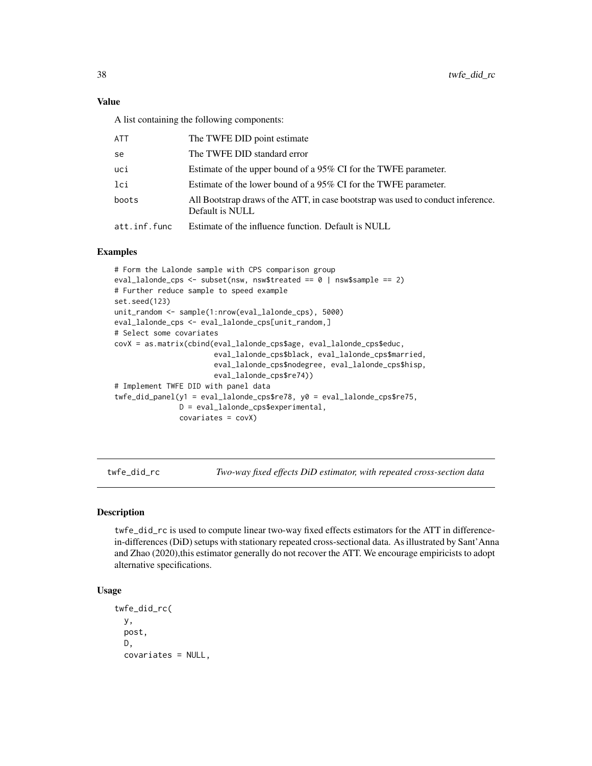### Value

A list containing the following components:

| | |
|---|---|
| ATT | The TWFE DID point estimate |
| se | The TWFE DID standard error |
| uci | Estimate of the upper bound of a 95% CI for the TWFE parameter. |
| lci | Estimate of the lower bound of a 95% CI for the TWFE parameter. |
| boots | All Bootstrap draws of the ATT, in case bootstrap was used to conduct inference. Default is NULL |
| att.inf.func | Estimate of the influence function. Default is NULL |

### Examples

```
# Form the Lalonde sample with CPS comparison group
eval_lalonde_cps <- subset(nsw, nsw$treated == 0 | nsw$sample == 2)
# Further reduce sample to speed example
set.seed(123)
unit_random <- sample(1:nrow(eval_lalonde_cps), 5000)
eval_lalonde_cps <- eval_lalonde_cps[unit_random,]
# Select some covariates
covX = as.matrix(cbind(eval_lalonde_cps$age, eval_lalonde_cps$educ,
                       eval_lalonde_cps$black, eval_lalonde_cps$married,
                       eval_lalonde_cps$nodegree, eval_lalonde_cps$hisp,
                       eval_lalonde_cps$re74))
# Implement TWFE DID with panel data
twfe_did_panel(y1 = eval_lalonde_cps$re78, y0 = eval_lalonde_cps$re75,
               D = eval_lalonde_cps$experimental,
               covariates = covX)
```

## twfe_did_rc — *Two-way fixed effects DiD estimator, with repeated cross-section data*

### Description

twfe_did_rc is used to compute linear two-way fixed effects estimators for the ATT in difference-in-differences (DiD) setups with stationary repeated cross-sectional data. As illustrated by Sant'Anna and Zhao (2020),this estimator generally do not recover the ATT. We encourage empiricists to adopt alternative specifications.

### Usage

```
twfe_did_rc(
  y,
  post,
  D,
  covariates = NULL,
```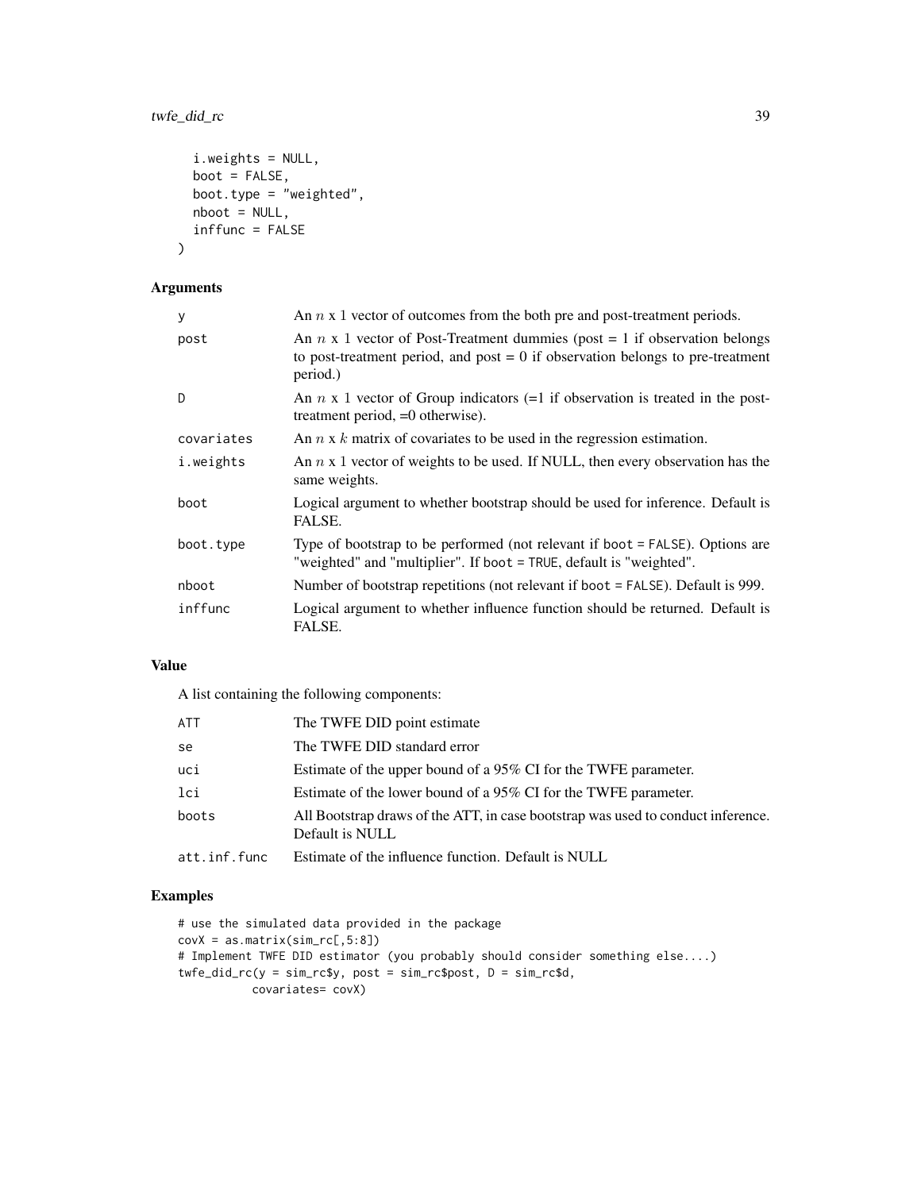```
  i.weights = NULL,
  boot = FALSE,
  boot.type = "weighted",
  nboot = NULL,
  inffunc = FALSE
)
```

## Arguments

| | |
|---|---|
| y | An $n$ x 1 vector of outcomes from the both pre and post-treatment periods. |
| post | An $n$ x 1 vector of Post-Treatment dummies (post = 1 if observation belongs to post-treatment period, and post = 0 if observation belongs to pre-treatment period.) |
| D | An $n$ x 1 vector of Group indicators (=1 if observation is treated in the post-treatment period, =0 otherwise). |
| covariates | An $n$ x $k$ matrix of covariates to be used in the regression estimation. |
| i.weights | An $n$ x 1 vector of weights to be used. If NULL, then every observation has the same weights. |
| boot | Logical argument to whether bootstrap should be used for inference. Default is FALSE. |
| boot.type | Type of bootstrap to be performed (not relevant if `boot = FALSE`). Options are "weighted" and "multiplier". If `boot = TRUE`, default is "weighted". |
| nboot | Number of bootstrap repetitions (not relevant if `boot = FALSE`). Default is 999. |
| inffunc | Logical argument to whether influence function should be returned. Default is FALSE. |

## Value

A list containing the following components:

| | |
|---|---|
| ATT | The TWFE DID point estimate |
| se | The TWFE DID standard error |
| uci | Estimate of the upper bound of a 95% CI for the TWFE parameter. |
| lci | Estimate of the lower bound of a 95% CI for the TWFE parameter. |
| boots | All Bootstrap draws of the ATT, in case bootstrap was used to conduct inference. Default is NULL |
| att.inf.func | Estimate of the influence function. Default is NULL |

## Examples

```
# use the simulated data provided in the package
covX = as.matrix(sim_rc[,5:8])
# Implement TWFE DID estimator (you probably should consider something else....)
twfe_did_rc(y = sim_rc$y, post = sim_rc$post, D = sim_rc$d,
            covariates= covX)
```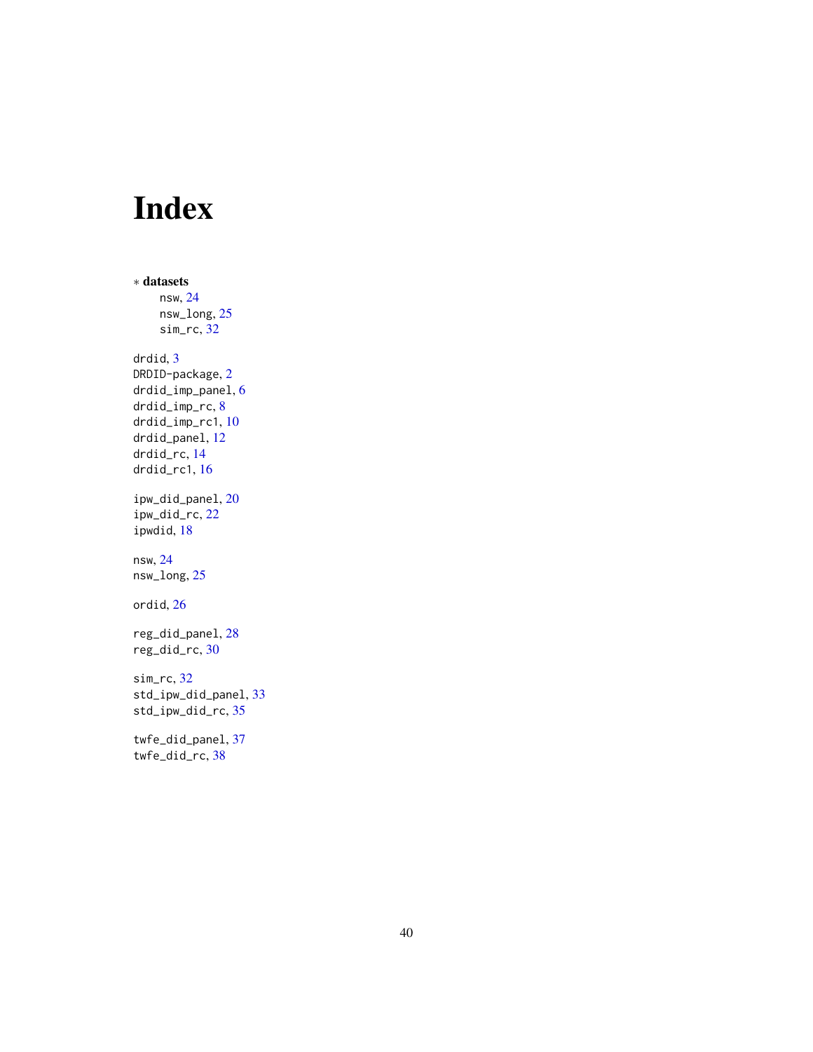# Index

∗ **datasets**

- nsw, 24
- nsw_long, 25
- sim_rc, 32

drdid, 3
DRDID-package, 2
drdid_imp_panel, 6
drdid_imp_rc, 8
drdid_imp_rc1, 10
drdid_panel, 12
drdid_rc, 14
drdid_rc1, 16

ipw_did_panel, 20
ipw_did_rc, 22
ipwdid, 18

nsw, 24
nsw_long, 25

ordid, 26

reg_did_panel, 28
reg_did_rc, 30

sim_rc, 32
std_ipw_did_panel, 33
std_ipw_did_rc, 35

twfe_did_panel, 37
twfe_did_rc, 38